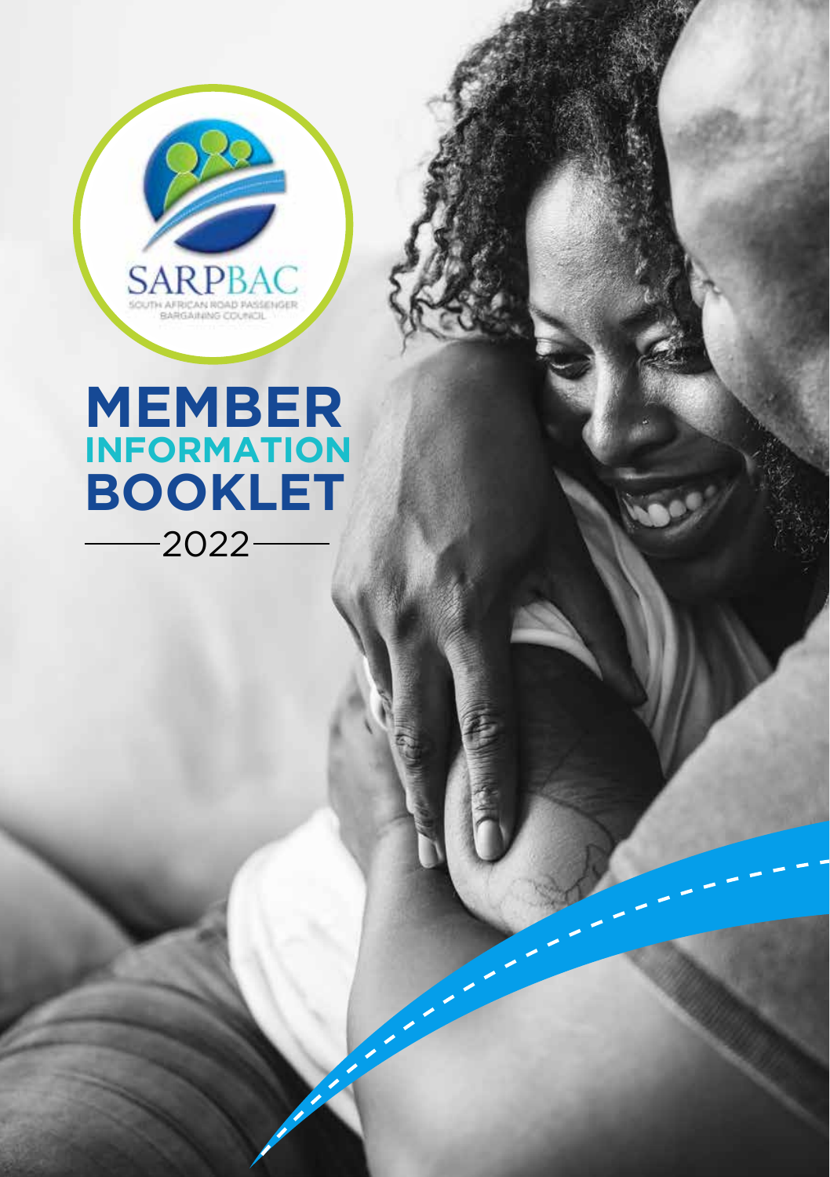SARPBAC

SOUTH AFRICAN ROAD PASSENGER BARGAINING COUNCIL

# MEMBER INFORMATION BOOKLET

2022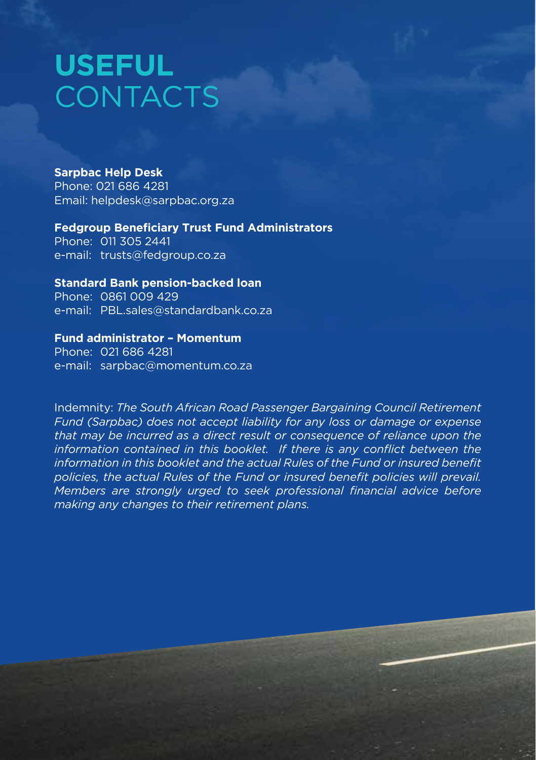# USEFUL CONTACTS

**Sarpbac Help Desk**
Phone: 021 686 4281
Email: helpdesk@sarpbac.org.za

**Fedgroup Beneficiary Trust Fund Administrators**
Phone: 011 305 2441
e-mail: trusts@fedgroup.co.za

**Standard Bank pension-backed loan**
Phone: 0861 009 429
e-mail: PBL.sales@standardbank.co.za

**Fund administrator – Momentum**
Phone: 021 686 4281
e-mail: sarpbac@momentum.co.za

Indemnity: *The South African Road Passenger Bargaining Council Retirement Fund (Sarpbac) does not accept liability for any loss or damage or expense that may be incurred as a direct result or consequence of reliance upon the information contained in this booklet. If there is any conflict between the information in this booklet and the actual Rules of the Fund or insured benefit policies, the actual Rules of the Fund or insured benefit policies will prevail. Members are strongly urged to seek professional financial advice before making any changes to their retirement plans.*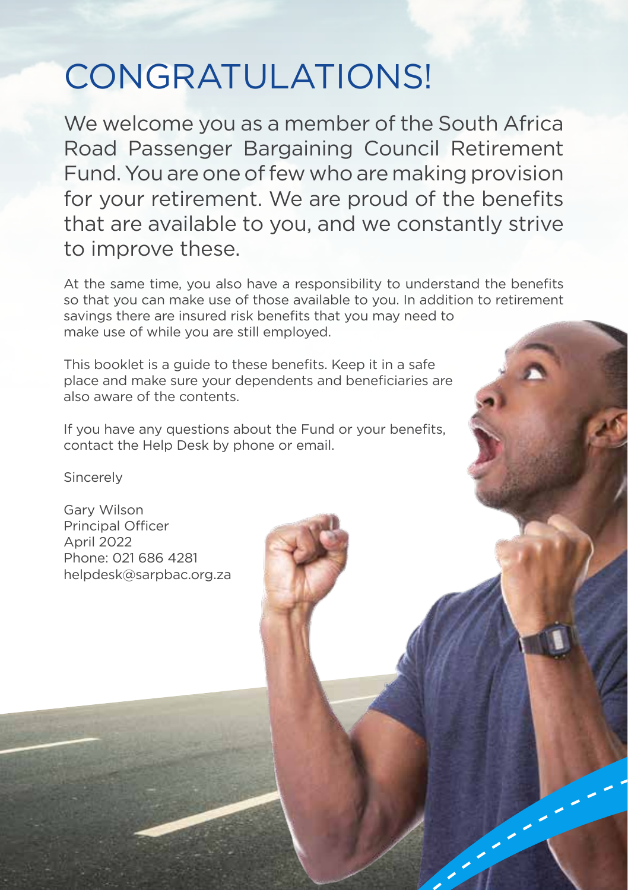# CONGRATULATIONS!

We welcome you as a member of the South Africa Road Passenger Bargaining Council Retirement Fund. You are one of few who are making provision for your retirement. We are proud of the benefits that are available to you, and we constantly strive to improve these.

At the same time, you also have a responsibility to understand the benefits so that you can make use of those available to you. In addition to retirement savings there are insured risk benefits that you may need to make use of while you are still employed.

This booklet is a guide to these benefits. Keep it in a safe place and make sure your dependents and beneficiaries are also aware of the contents.

If you have any questions about the Fund or your benefits, contact the Help Desk by phone or email.

Sincerely

Gary Wilson
Principal Officer
April 2022
Phone: 021 686 4281
helpdesk@sarpbac.org.za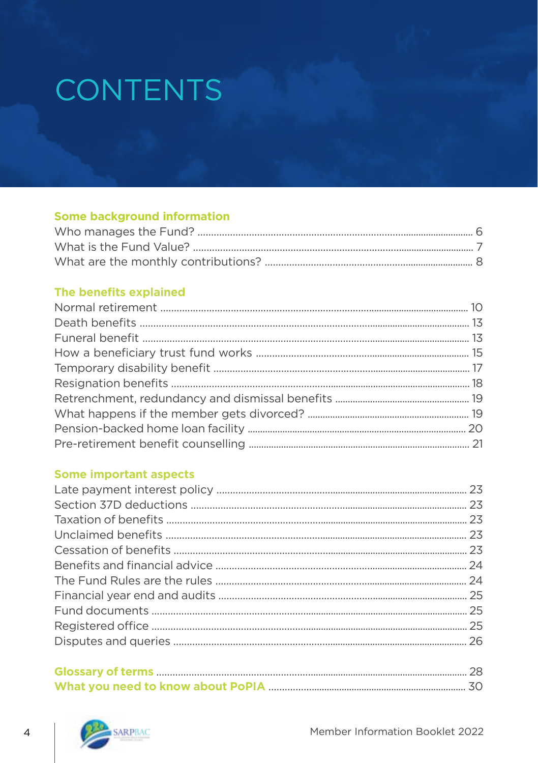# CONTENTS

### Some background information

Who manages the Fund? ........ 6
What is the Fund Value? ........ 7
What are the monthly contributions? ........ 8

### The benefits explained

Normal retirement ........ 10
Death benefits ........ 13
Funeral benefit ........ 13
How a beneficiary trust fund works ........ 15
Temporary disability benefit ........ 17
Resignation benefits ........ 18
Retrenchment, redundancy and dismissal benefits ........ 19
What happens if the member gets divorced? ........ 19
Pension-backed home loan facility ........ 20
Pre-retirement benefit counselling ........ 21

### Some important aspects

Late payment interest policy ........ 23
Section 37D deductions ........ 23
Taxation of benefits ........ 23
Unclaimed benefits ........ 23
Cessation of benefits ........ 23
Benefits and financial advice ........ 24
The Fund Rules are the rules ........ 24
Financial year end and audits ........ 25
Fund documents ........ 25
Registered office ........ 25
Disputes and queries ........ 26

### Glossary of terms ........ 28

### What you need to know about PoPIA ........ 30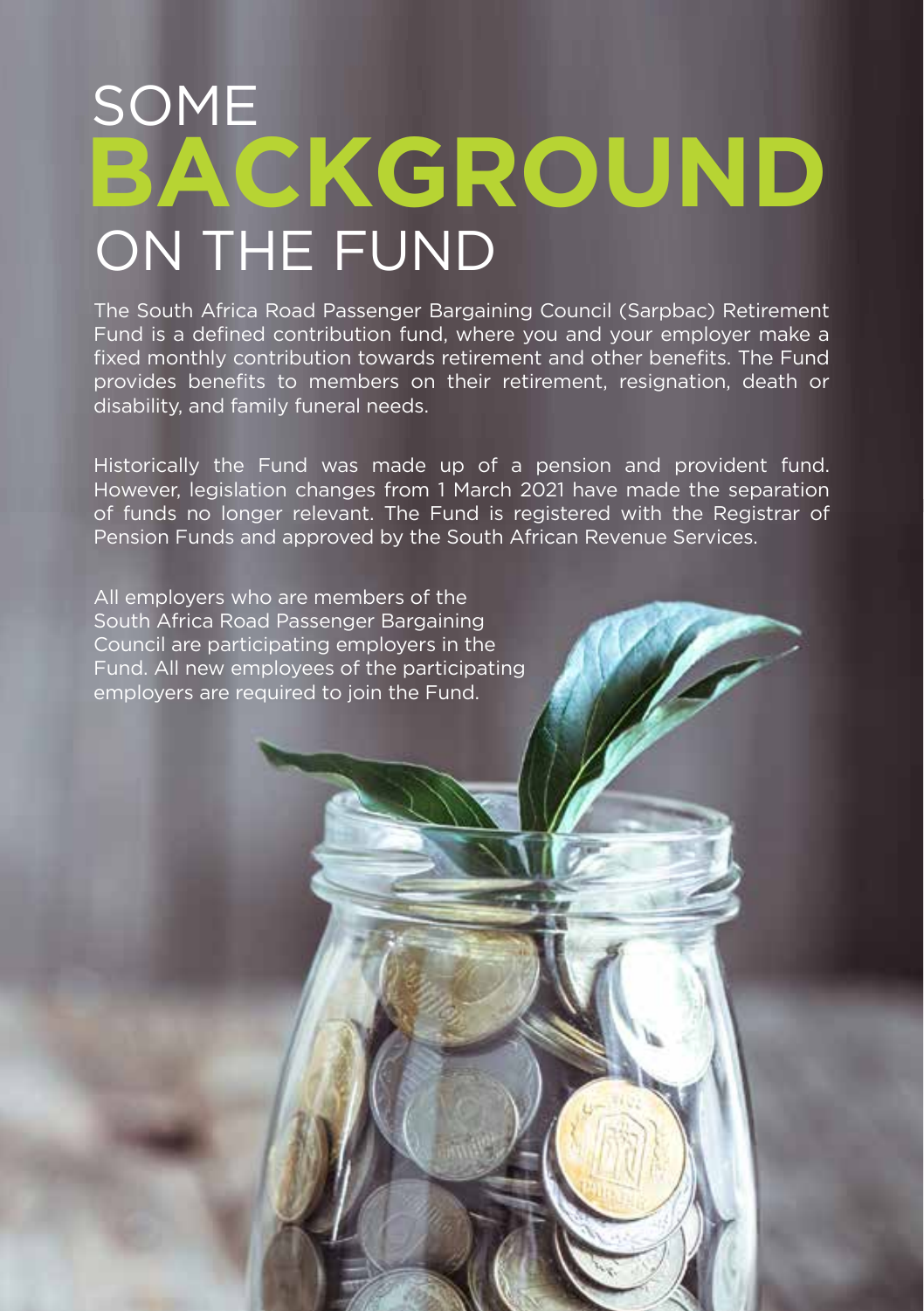# SOME **BACKGROUND** ON THE FUND

The South Africa Road Passenger Bargaining Council (Sarpbac) Retirement Fund is a defined contribution fund, where you and your employer make a fixed monthly contribution towards retirement and other benefits. The Fund provides benefits to members on their retirement, resignation, death or disability, and family funeral needs.

Historically the Fund was made up of a pension and provident fund. However, legislation changes from 1 March 2021 have made the separation of funds no longer relevant. The Fund is registered with the Registrar of Pension Funds and approved by the South African Revenue Services.

All employers who are members of the South Africa Road Passenger Bargaining Council are participating employers in the Fund. All new employees of the participating employers are required to join the Fund.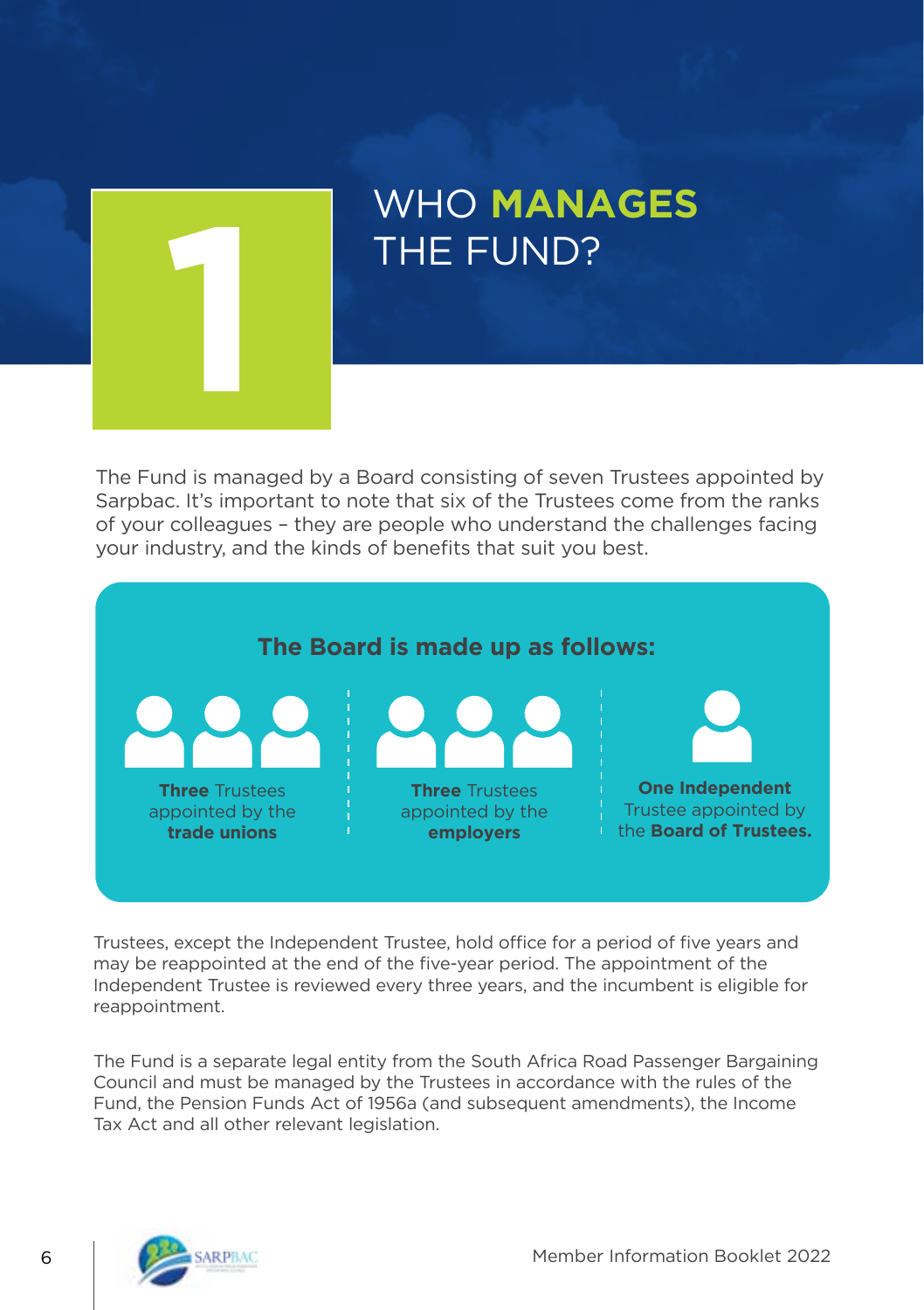# 1 WHO MANAGES THE FUND?

The Fund is managed by a Board consisting of seven Trustees appointed by Sarpbac. It's important to note that six of the Trustees come from the ranks of your colleagues – they are people who understand the challenges facing your industry, and the kinds of benefits that suit you best.

**The Board is made up as follows:**

- **Three** Trustees appointed by the **trade unions**
- **Three** Trustees appointed by the **employers**
- **One Independent** Trustee appointed by the **Board of Trustees.**

Trustees, except the Independent Trustee, hold office for a period of five years and may be reappointed at the end of the five-year period. The appointment of the Independent Trustee is reviewed every three years, and the incumbent is eligible for reappointment.

The Fund is a separate legal entity from the South Africa Road Passenger Bargaining Council and must be managed by the Trustees in accordance with the rules of the Fund, the Pension Funds Act of 1956a (and subsequent amendments), the Income Tax Act and all other relevant legislation.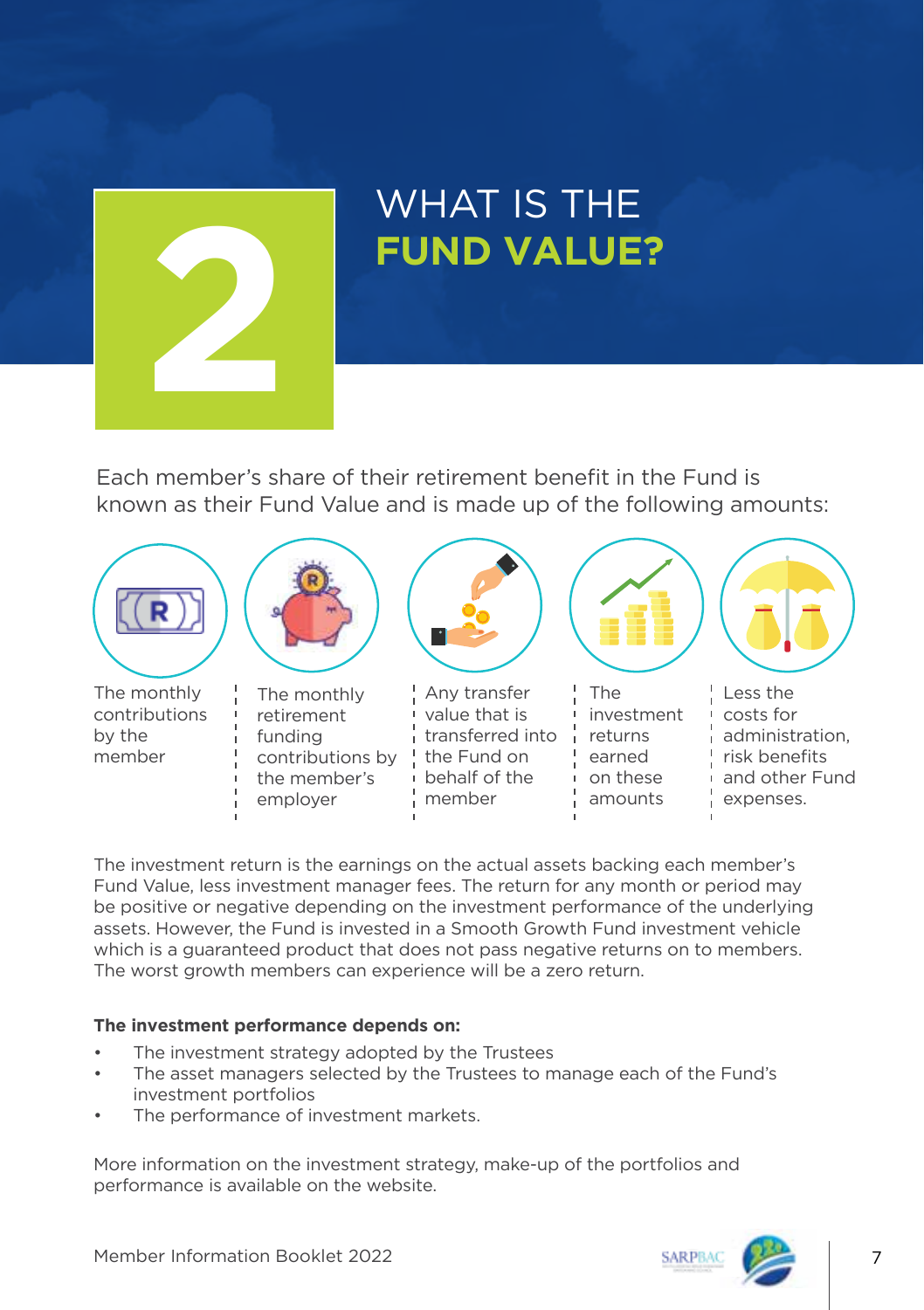# 2 WHAT IS THE **FUND VALUE?**

Each member's share of their retirement benefit in the Fund is known as their Fund Value and is made up of the following amounts:

- The monthly contributions by the member
- The monthly retirement funding contributions by the member's employer
- Any transfer value that is transferred into the Fund on behalf of the member
- The investment returns earned on these amounts
- Less the costs for administration, risk benefits and other Fund expenses.

The investment return is the earnings on the actual assets backing each member's Fund Value, less investment manager fees. The return for any month or period may be positive or negative depending on the investment performance of the underlying assets. However, the Fund is invested in a Smooth Growth Fund investment vehicle which is a guaranteed product that does not pass negative returns on to members. The worst growth members can experience will be a zero return.

**The investment performance depends on:**

- The investment strategy adopted by the Trustees
- The asset managers selected by the Trustees to manage each of the Fund's investment portfolios
- The performance of investment markets.

More information on the investment strategy, make-up of the portfolios and performance is available on the website.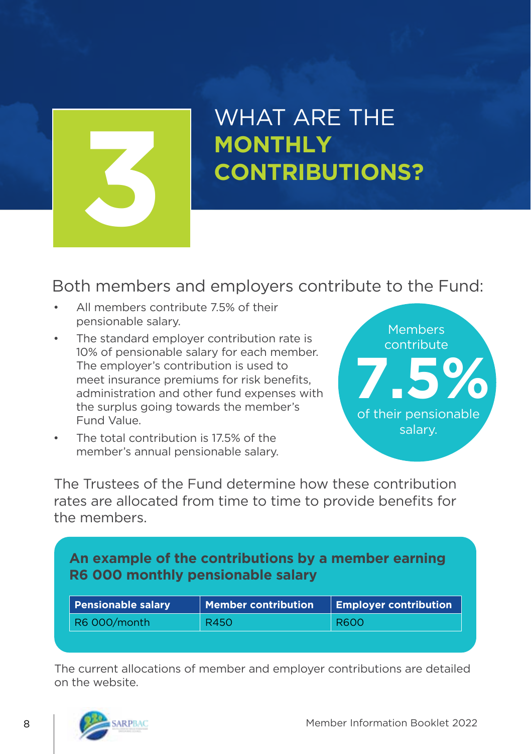# 3 WHAT ARE THE **MONTHLY CONTRIBUTIONS?**

Both members and employers contribute to the Fund:

- All members contribute 7.5% of their pensionable salary.
- The standard employer contribution rate is 10% of pensionable salary for each member. The employer's contribution is used to meet insurance premiums for risk benefits, administration and other fund expenses with the surplus going towards the member's Fund Value.
- The total contribution is 17.5% of the member's annual pensionable salary.

Members contribute **7.5%** of their pensionable salary.

The Trustees of the Fund determine how these contribution rates are allocated from time to time to provide benefits for the members.

**An example of the contributions by a member earning R6 000 monthly pensionable salary**

| Pensionable salary | Member contribution | Employer contribution |
| --- | --- | --- |
| R6 000/month | R450 | R600 |

The current allocations of member and employer contributions are detailed on the website.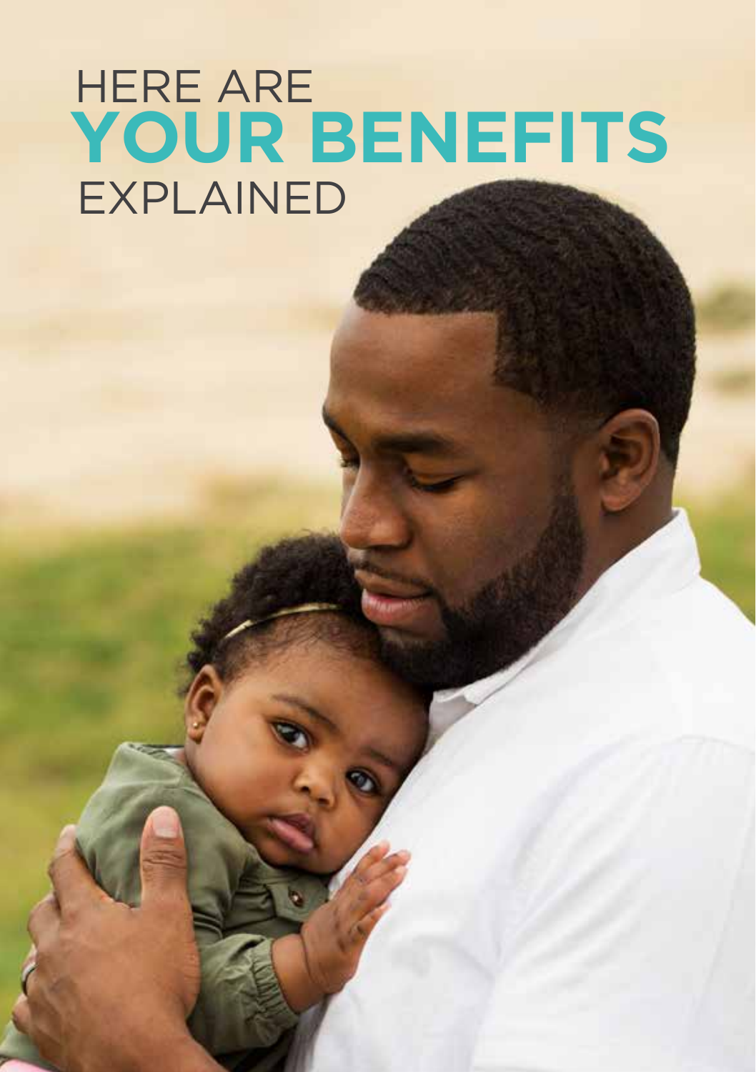# HERE ARE YOUR BENEFITS EXPLAINED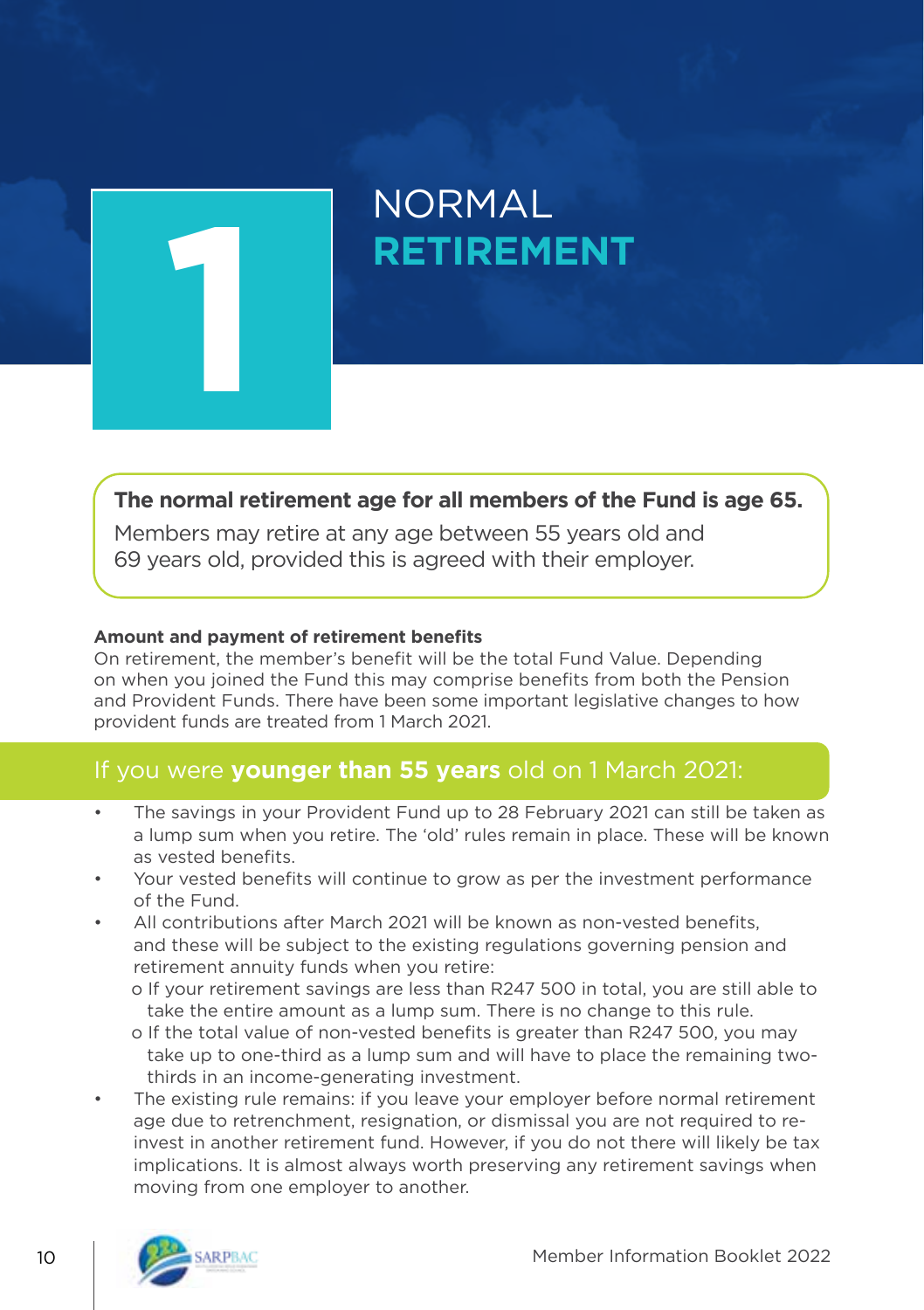# 1 NORMAL RETIREMENT

**The normal retirement age for all members of the Fund is age 65.**

Members may retire at any age between 55 years old and 69 years old, provided this is agreed with their employer.

**Amount and payment of retirement benefits**

On retirement, the member's benefit will be the total Fund Value. Depending on when you joined the Fund this may comprise benefits from both the Pension and Provident Funds. There have been some important legislative changes to how provident funds are treated from 1 March 2021.

## If you were **younger than 55 years** old on 1 March 2021:

- The savings in your Provident Fund up to 28 February 2021 can still be taken as a lump sum when you retire. The 'old' rules remain in place. These will be known as vested benefits.
- Your vested benefits will continue to grow as per the investment performance of the Fund.
- All contributions after March 2021 will be known as non-vested benefits, and these will be subject to the existing regulations governing pension and retirement annuity funds when you retire:
  - If your retirement savings are less than R247 500 in total, you are still able to take the entire amount as a lump sum. There is no change to this rule.
  - If the total value of non-vested benefits is greater than R247 500, you may take up to one-third as a lump sum and will have to place the remaining two-thirds in an income-generating investment.
- The existing rule remains: if you leave your employer before normal retirement age due to retrenchment, resignation, or dismissal you are not required to re-invest in another retirement fund. However, if you do not there will likely be tax implications. It is almost always worth preserving any retirement savings when moving from one employer to another.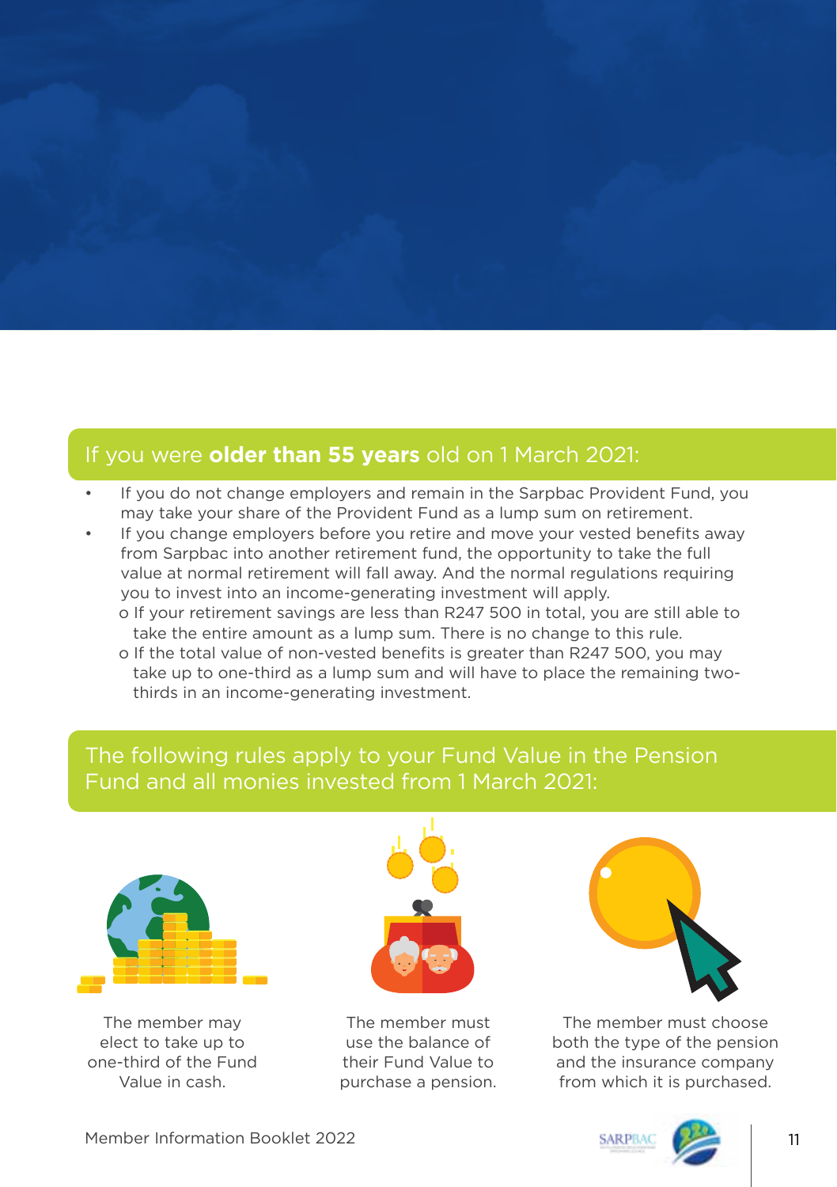## If you were **older than 55 years** old on 1 March 2021:

- If you do not change employers and remain in the Sarpbac Provident Fund, you may take your share of the Provident Fund as a lump sum on retirement.
- If you change employers before you retire and move your vested benefits away from Sarpbac into another retirement fund, the opportunity to take the full value at normal retirement will fall away. And the normal regulations requiring you to invest into an income-generating investment will apply.
  - If your retirement savings are less than R247 500 in total, you are still able to take the entire amount as a lump sum. There is no change to this rule.
  - If the total value of non-vested benefits is greater than R247 500, you may take up to one-third as a lump sum and will have to place the remaining two-thirds in an income-generating investment.

## The following rules apply to your Fund Value in the Pension Fund and all monies invested from 1 March 2021:

The member may elect to take up to one-third of the Fund Value in cash.

The member must use the balance of their Fund Value to purchase a pension.

The member must choose both the type of the pension and the insurance company from which it is purchased.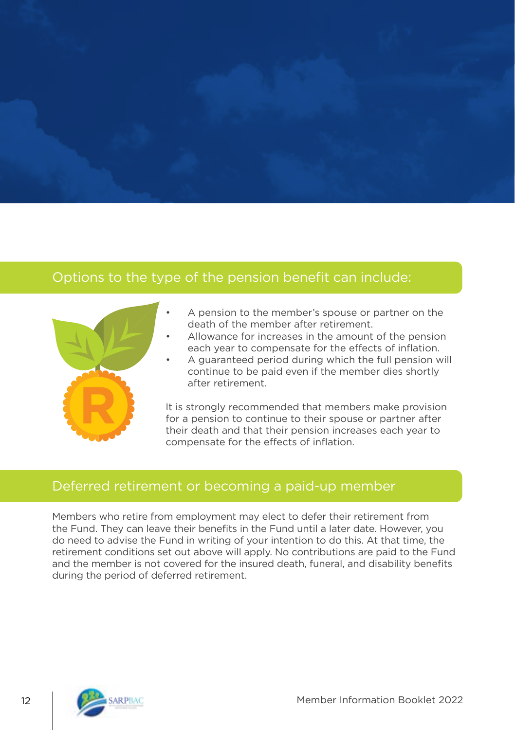## Options to the type of the pension benefit can include:

- A pension to the member's spouse or partner on the death of the member after retirement.
- Allowance for increases in the amount of the pension each year to compensate for the effects of inflation.
- A guaranteed period during which the full pension will continue to be paid even if the member dies shortly after retirement.

It is strongly recommended that members make provision for a pension to continue to their spouse or partner after their death and that their pension increases each year to compensate for the effects of inflation.

## Deferred retirement or becoming a paid-up member

Members who retire from employment may elect to defer their retirement from the Fund. They can leave their benefits in the Fund until a later date. However, you do need to advise the Fund in writing of your intention to do this. At that time, the retirement conditions set out above will apply. No contributions are paid to the Fund and the member is not covered for the insured death, funeral, and disability benefits during the period of deferred retirement.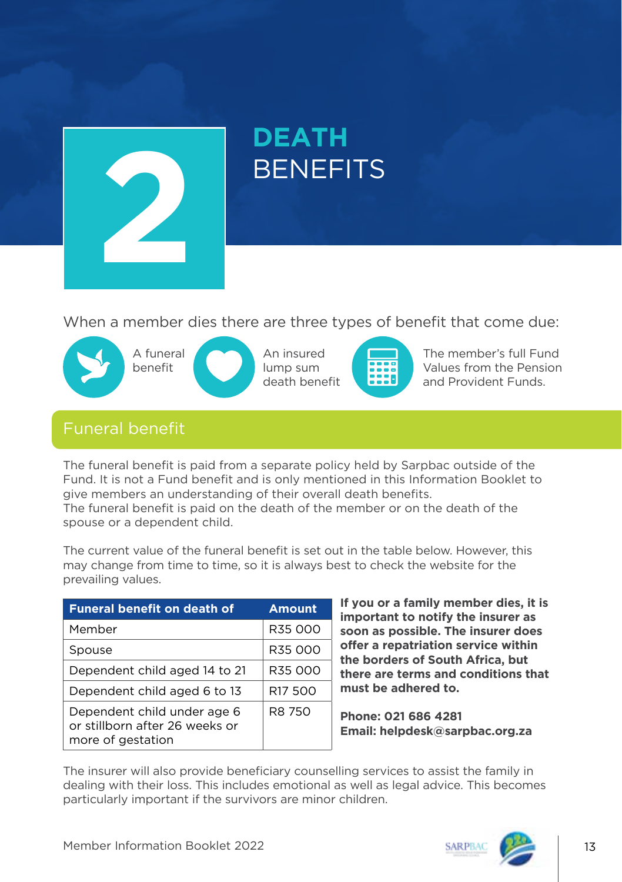# 2 DEATH BENEFITS

When a member dies there are three types of benefit that come due:

- A funeral benefit
- An insured lump sum death benefit
- The member's full Fund Values from the Pension and Provident Funds.

## Funeral benefit

The funeral benefit is paid from a separate policy held by Sarpbac outside of the Fund. It is not a Fund benefit and is only mentioned in this Information Booklet to give members an understanding of their overall death benefits.
The funeral benefit is paid on the death of the member or on the death of the spouse or a dependent child.

The current value of the funeral benefit is set out in the table below. However, this may change from time to time, so it is always best to check the website for the prevailing values.

| Funeral benefit on death of | Amount |
|---|---|
| Member | R35 000 |
| Spouse | R35 000 |
| Dependent child aged 14 to 21 | R35 000 |
| Dependent child aged 6 to 13 | R17 500 |
| Dependent child under age 6 or stillborn after 26 weeks or more of gestation | R8 750 |

**If you or a family member dies, it is important to notify the insurer as soon as possible. The insurer does offer a repatriation service within the borders of South Africa, but there are terms and conditions that must be adhered to.**

**Phone: 021 686 4281**
**Email: helpdesk@sarpbac.org.za**

The insurer will also provide beneficiary counselling services to assist the family in dealing with their loss. This includes emotional as well as legal advice. This becomes particularly important if the survivors are minor children.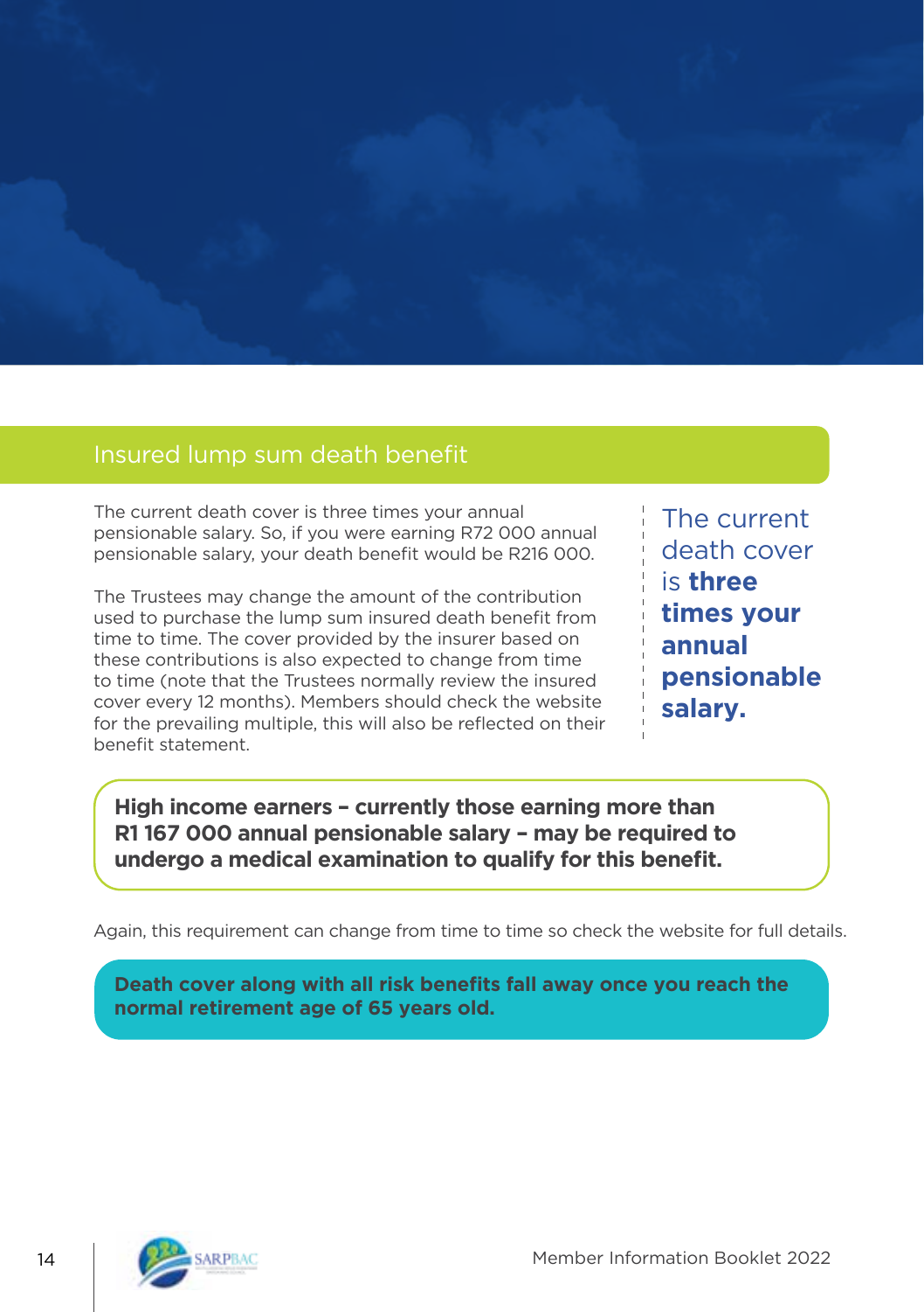## Insured lump sum death benefit

The current death cover is three times your annual pensionable salary. So, if you were earning R72 000 annual pensionable salary, your death benefit would be R216 000.

The Trustees may change the amount of the contribution used to purchase the lump sum insured death benefit from time to time. The cover provided by the insurer based on these contributions is also expected to change from time to time (note that the Trustees normally review the insured cover every 12 months). Members should check the website for the prevailing multiple, this will also be reflected on their benefit statement.

The current death cover is **three times your annual pensionable salary.**

**High income earners – currently those earning more than R1 167 000 annual pensionable salary – may be required to undergo a medical examination to qualify for this benefit.**

Again, this requirement can change from time to time so check the website for full details.

**Death cover along with all risk benefits fall away once you reach the normal retirement age of 65 years old.**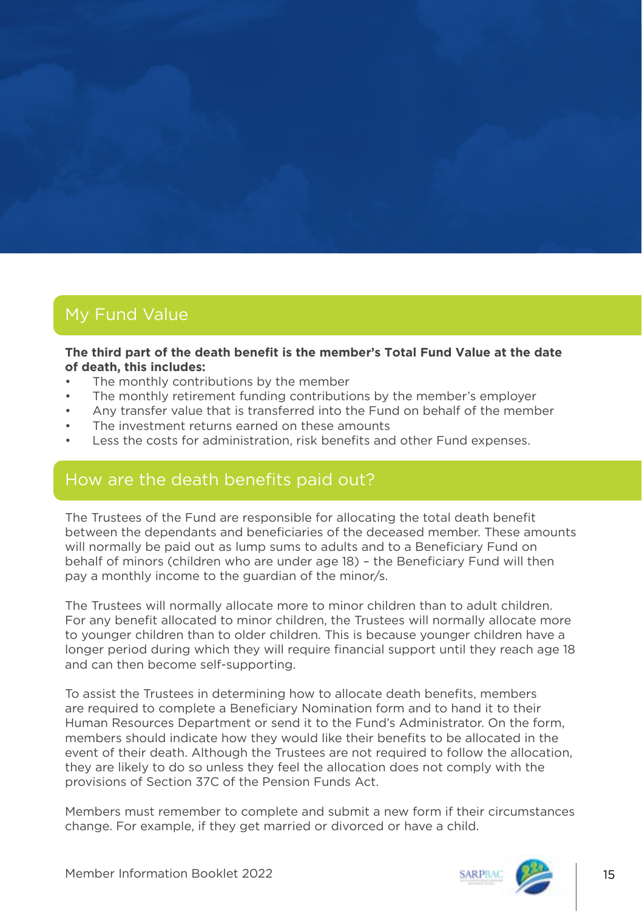## My Fund Value

**The third part of the death benefit is the member's Total Fund Value at the date of death, this includes:**

- The monthly contributions by the member
- The monthly retirement funding contributions by the member's employer
- Any transfer value that is transferred into the Fund on behalf of the member
- The investment returns earned on these amounts
- Less the costs for administration, risk benefits and other Fund expenses.

## How are the death benefits paid out?

The Trustees of the Fund are responsible for allocating the total death benefit between the dependants and beneficiaries of the deceased member. These amounts will normally be paid out as lump sums to adults and to a Beneficiary Fund on behalf of minors (children who are under age 18) – the Beneficiary Fund will then pay a monthly income to the guardian of the minor/s.

The Trustees will normally allocate more to minor children than to adult children. For any benefit allocated to minor children, the Trustees will normally allocate more to younger children than to older children. This is because younger children have a longer period during which they will require financial support until they reach age 18 and can then become self-supporting.

To assist the Trustees in determining how to allocate death benefits, members are required to complete a Beneficiary Nomination form and to hand it to their Human Resources Department or send it to the Fund's Administrator. On the form, members should indicate how they would like their benefits to be allocated in the event of their death. Although the Trustees are not required to follow the allocation, they are likely to do so unless they feel the allocation does not comply with the provisions of Section 37C of the Pension Funds Act.

Members must remember to complete and submit a new form if their circumstances change. For example, if they get married or divorced or have a child.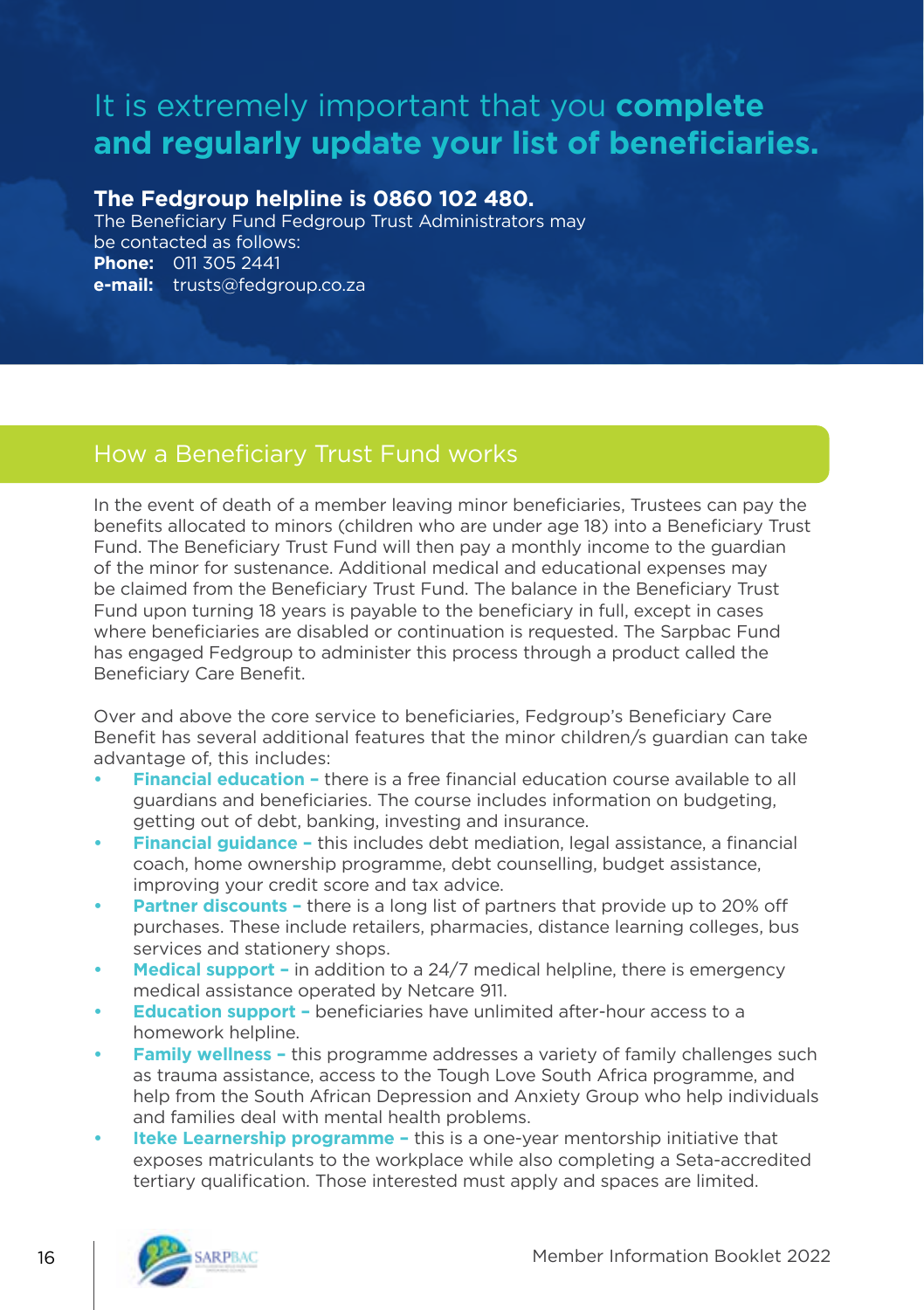# It is extremely important that you **complete and regularly update your list of beneficiaries.**

**The Fedgroup helpline is 0860 102 480.**
The Beneficiary Fund Fedgroup Trust Administrators may be contacted as follows:
**Phone:** 011 305 2441
**e-mail:** trusts@fedgroup.co.za

## How a Beneficiary Trust Fund works

In the event of death of a member leaving minor beneficiaries, Trustees can pay the benefits allocated to minors (children who are under age 18) into a Beneficiary Trust Fund. The Beneficiary Trust Fund will then pay a monthly income to the guardian of the minor for sustenance. Additional medical and educational expenses may be claimed from the Beneficiary Trust Fund. The balance in the Beneficiary Trust Fund upon turning 18 years is payable to the beneficiary in full, except in cases where beneficiaries are disabled or continuation is requested. The Sarpbac Fund has engaged Fedgroup to administer this process through a product called the Beneficiary Care Benefit.

Over and above the core service to beneficiaries, Fedgroup's Beneficiary Care Benefit has several additional features that the minor children/s guardian can take advantage of, this includes:

- **Financial education –** there is a free financial education course available to all guardians and beneficiaries. The course includes information on budgeting, getting out of debt, banking, investing and insurance.
- **Financial guidance –** this includes debt mediation, legal assistance, a financial coach, home ownership programme, debt counselling, budget assistance, improving your credit score and tax advice.
- **Partner discounts –** there is a long list of partners that provide up to 20% off purchases. These include retailers, pharmacies, distance learning colleges, bus services and stationery shops.
- **Medical support –** in addition to a 24/7 medical helpline, there is emergency medical assistance operated by Netcare 911.
- **Education support –** beneficiaries have unlimited after-hour access to a homework helpline.
- **Family wellness –** this programme addresses a variety of family challenges such as trauma assistance, access to the Tough Love South Africa programme, and help from the South African Depression and Anxiety Group who help individuals and families deal with mental health problems.
- **Iteke Learnership programme –** this is a one-year mentorship initiative that exposes matriculants to the workplace while also completing a Seta-accredited tertiary qualification. Those interested must apply and spaces are limited.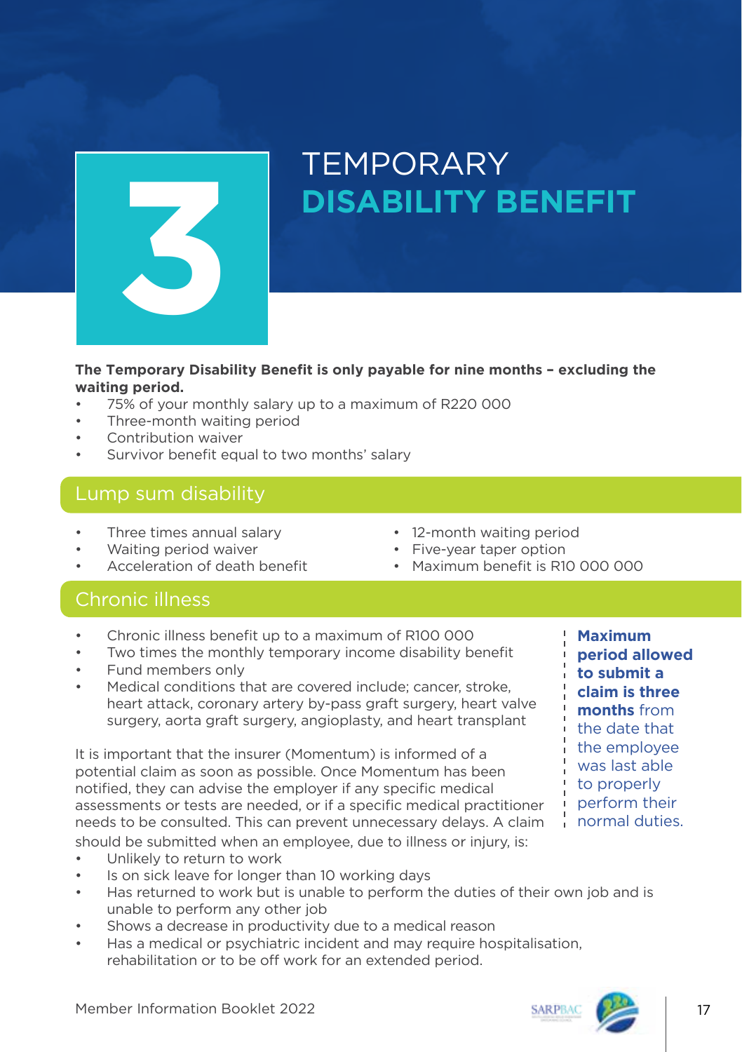# 3 TEMPORARY DISABILITY BENEFIT

**The Temporary Disability Benefit is only payable for nine months – excluding the waiting period.**

- 75% of your monthly salary up to a maximum of R220 000
- Three-month waiting period
- Contribution waiver
- Survivor benefit equal to two months' salary

## Lump sum disability

- Three times annual salary
- Waiting period waiver
- Acceleration of death benefit
- 12-month waiting period
- Five-year taper option
- Maximum benefit is R10 000 000

## Chronic illness

- Chronic illness benefit up to a maximum of R100 000
- Two times the monthly temporary income disability benefit
- Fund members only
- Medical conditions that are covered include; cancer, stroke, heart attack, coronary artery by-pass graft surgery, heart valve surgery, aorta graft surgery, angioplasty, and heart transplant

**Maximum period allowed to submit a claim is three months** from the date that the employee was last able to properly perform their normal duties.

It is important that the insurer (Momentum) is informed of a potential claim as soon as possible. Once Momentum has been notified, they can advise the employer if any specific medical assessments or tests are needed, or if a specific medical practitioner needs to be consulted. This can prevent unnecessary delays. A claim should be submitted when an employee, due to illness or injury, is:

- Unlikely to return to work
- Is on sick leave for longer than 10 working days
- Has returned to work but is unable to perform the duties of their own job and is unable to perform any other job
- Shows a decrease in productivity due to a medical reason
- Has a medical or psychiatric incident and may require hospitalisation, rehabilitation or to be off work for an extended period.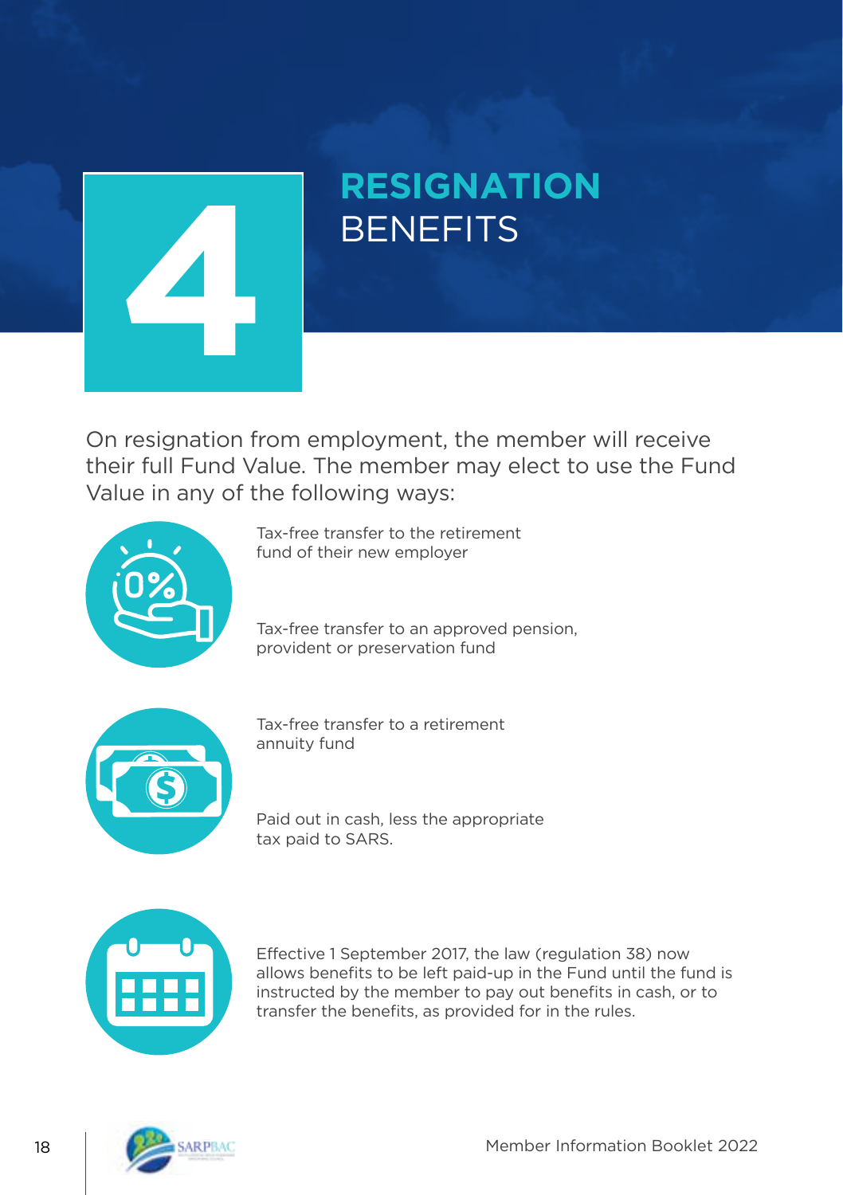# 4 RESIGNATION BENEFITS

On resignation from employment, the member will receive their full Fund Value. The member may elect to use the Fund Value in any of the following ways:

- Tax-free transfer to the retirement fund of their new employer
- Tax-free transfer to an approved pension, provident or preservation fund
- Tax-free transfer to a retirement annuity fund
- Paid out in cash, less the appropriate tax paid to SARS.

Effective 1 September 2017, the law (regulation 38) now allows benefits to be left paid-up in the Fund until the fund is instructed by the member to pay out benefits in cash, or to transfer the benefits, as provided for in the rules.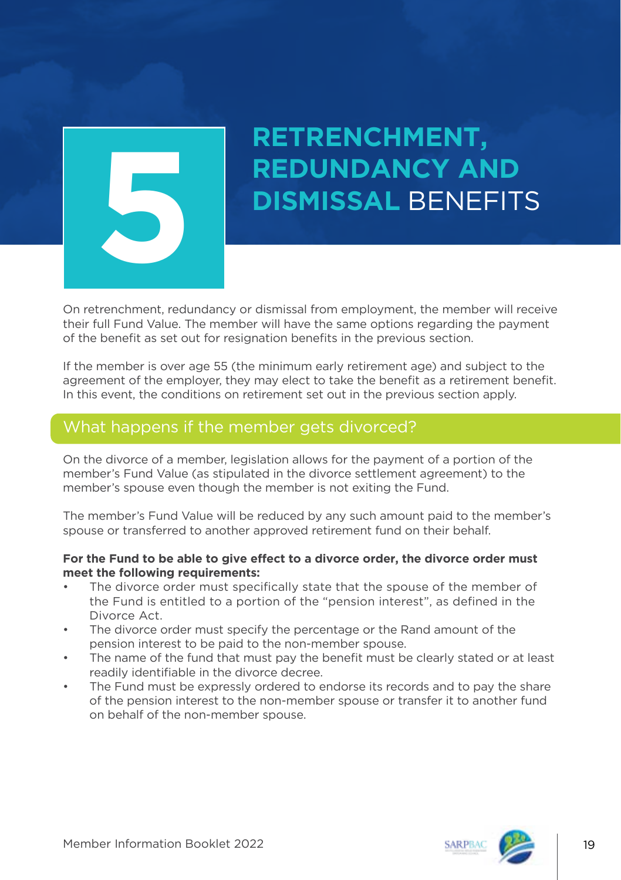# 5 RETRENCHMENT, REDUNDANCY AND DISMISSAL BENEFITS

On retrenchment, redundancy or dismissal from employment, the member will receive their full Fund Value. The member will have the same options regarding the payment of the benefit as set out for resignation benefits in the previous section.

If the member is over age 55 (the minimum early retirement age) and subject to the agreement of the employer, they may elect to take the benefit as a retirement benefit. In this event, the conditions on retirement set out in the previous section apply.

## What happens if the member gets divorced?

On the divorce of a member, legislation allows for the payment of a portion of the member's Fund Value (as stipulated in the divorce settlement agreement) to the member's spouse even though the member is not exiting the Fund.

The member's Fund Value will be reduced by any such amount paid to the member's spouse or transferred to another approved retirement fund on their behalf.

**For the Fund to be able to give effect to a divorce order, the divorce order must meet the following requirements:**

- The divorce order must specifically state that the spouse of the member of the Fund is entitled to a portion of the "pension interest", as defined in the Divorce Act.
- The divorce order must specify the percentage or the Rand amount of the pension interest to be paid to the non-member spouse.
- The name of the fund that must pay the benefit must be clearly stated or at least readily identifiable in the divorce decree.
- The Fund must be expressly ordered to endorse its records and to pay the share of the pension interest to the non-member spouse or transfer it to another fund on behalf of the non-member spouse.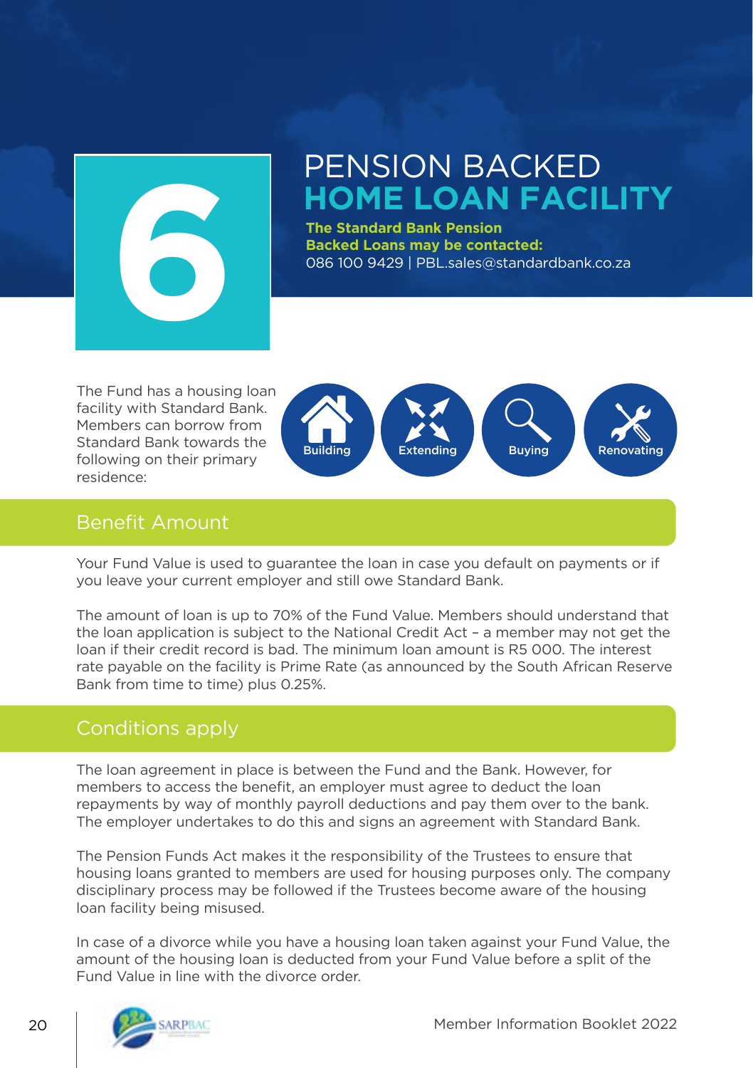# 6 PENSION BACKED HOME LOAN FACILITY

**The Standard Bank Pension Backed Loans may be contacted:**
086 100 9429 | PBL.sales@standardbank.co.za

The Fund has a housing loan facility with Standard Bank. Members can borrow from Standard Bank towards the following on their primary residence:

- Building
- Extending
- Buying
- Renovating

## Benefit Amount

Your Fund Value is used to guarantee the loan in case you default on payments or if you leave your current employer and still owe Standard Bank.

The amount of loan is up to 70% of the Fund Value. Members should understand that the loan application is subject to the National Credit Act – a member may not get the loan if their credit record is bad. The minimum loan amount is R5 000. The interest rate payable on the facility is Prime Rate (as announced by the South African Reserve Bank from time to time) plus 0.25%.

## Conditions apply

The loan agreement in place is between the Fund and the Bank. However, for members to access the benefit, an employer must agree to deduct the loan repayments by way of monthly payroll deductions and pay them over to the bank. The employer undertakes to do this and signs an agreement with Standard Bank.

The Pension Funds Act makes it the responsibility of the Trustees to ensure that housing loans granted to members are used for housing purposes only. The company disciplinary process may be followed if the Trustees become aware of the housing loan facility being misused.

In case of a divorce while you have a housing loan taken against your Fund Value, the amount of the housing loan is deducted from your Fund Value before a split of the Fund Value in line with the divorce order.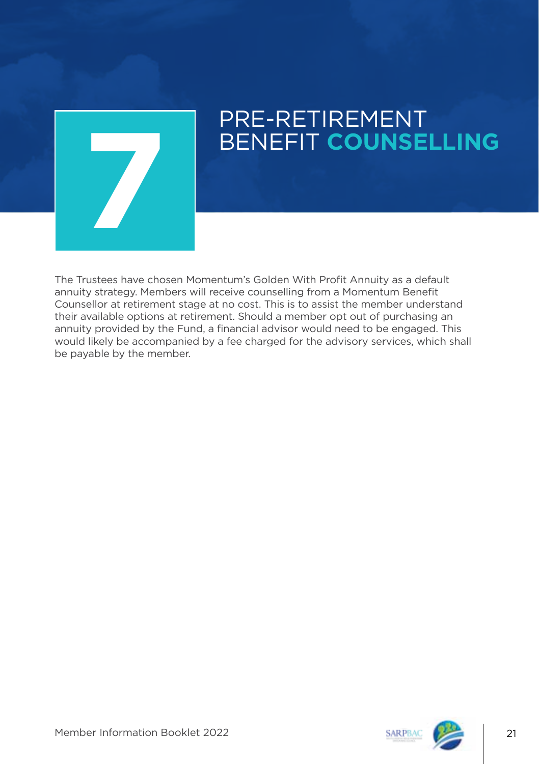# 7 PRE-RETIREMENT BENEFIT **COUNSELLING**

The Trustees have chosen Momentum's Golden With Profit Annuity as a default annuity strategy. Members will receive counselling from a Momentum Benefit Counsellor at retirement stage at no cost. This is to assist the member understand their available options at retirement. Should a member opt out of purchasing an annuity provided by the Fund, a financial advisor would need to be engaged. This would likely be accompanied by a fee charged for the advisory services, which shall be payable by the member.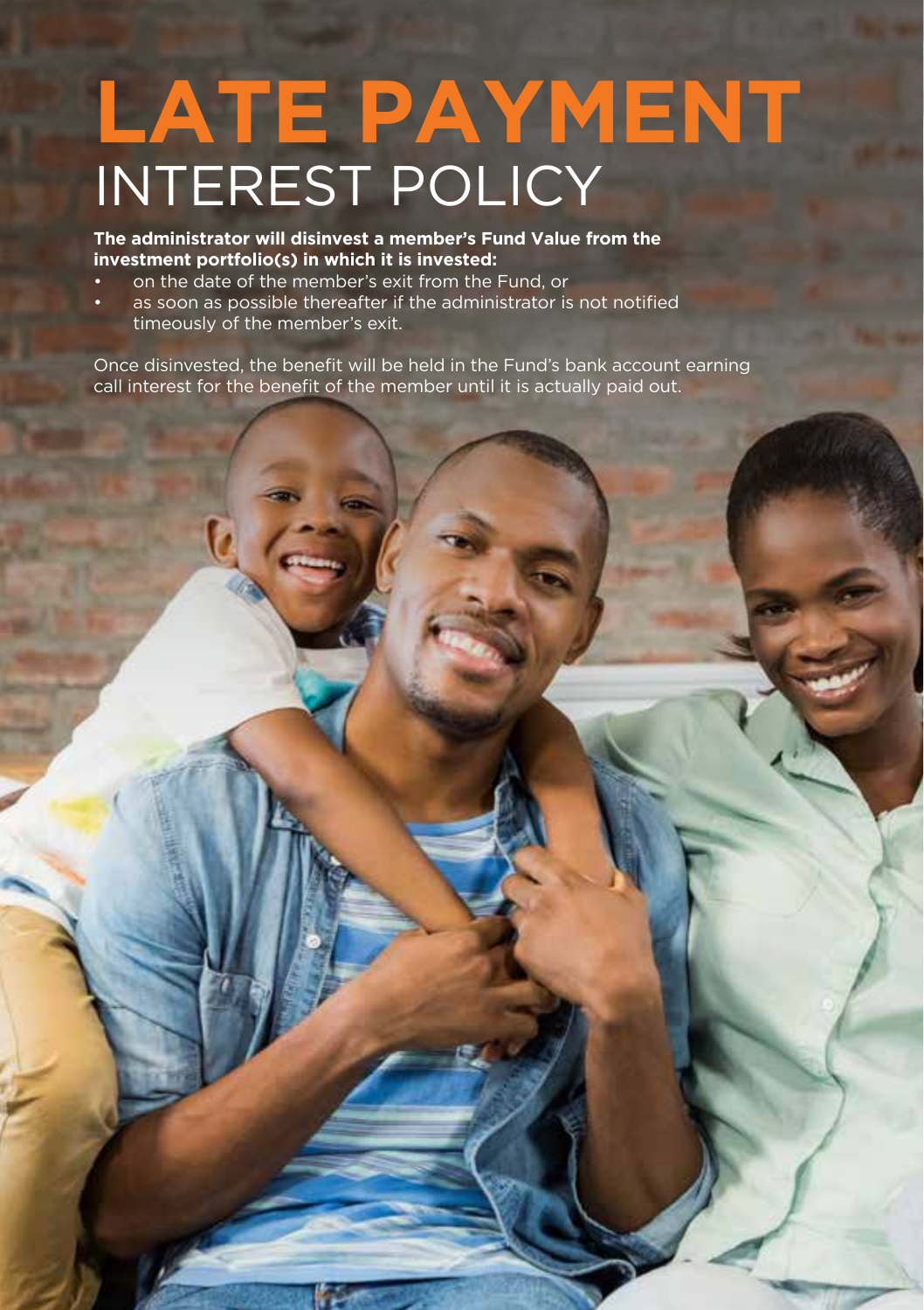# LATE PAYMENT INTEREST POLICY

**The administrator will disinvest a member's Fund Value from the investment portfolio(s) in which it is invested:**

- on the date of the member's exit from the Fund, or
- as soon as possible thereafter if the administrator is not notified timeously of the member's exit.

Once disinvested, the benefit will be held in the Fund's bank account earning call interest for the benefit of the member until it is actually paid out.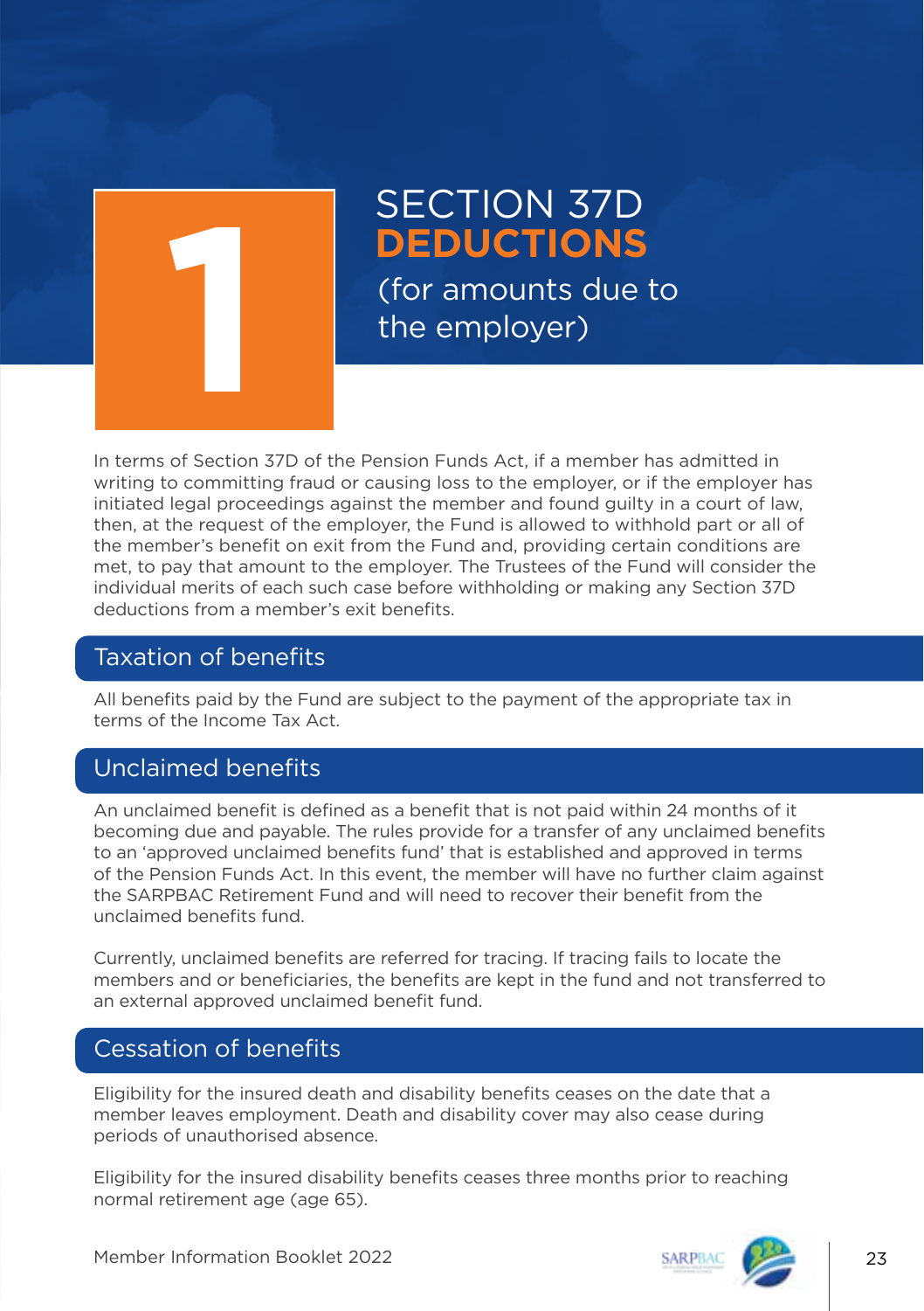# 1 SECTION 37D DEDUCTIONS

(for amounts due to the employer)

In terms of Section 37D of the Pension Funds Act, if a member has admitted in writing to committing fraud or causing loss to the employer, or if the employer has initiated legal proceedings against the member and found guilty in a court of law, then, at the request of the employer, the Fund is allowed to withhold part or all of the member's benefit on exit from the Fund and, providing certain conditions are met, to pay that amount to the employer. The Trustees of the Fund will consider the individual merits of each such case before withholding or making any Section 37D deductions from a member's exit benefits.

## Taxation of benefits

All benefits paid by the Fund are subject to the payment of the appropriate tax in terms of the Income Tax Act.

## Unclaimed benefits

An unclaimed benefit is defined as a benefit that is not paid within 24 months of it becoming due and payable. The rules provide for a transfer of any unclaimed benefits to an 'approved unclaimed benefits fund' that is established and approved in terms of the Pension Funds Act. In this event, the member will have no further claim against the SARPBAC Retirement Fund and will need to recover their benefit from the unclaimed benefits fund.

Currently, unclaimed benefits are referred for tracing. If tracing fails to locate the members and or beneficiaries, the benefits are kept in the fund and not transferred to an external approved unclaimed benefit fund.

## Cessation of benefits

Eligibility for the insured death and disability benefits ceases on the date that a member leaves employment. Death and disability cover may also cease during periods of unauthorised absence.

Eligibility for the insured disability benefits ceases three months prior to reaching normal retirement age (age 65).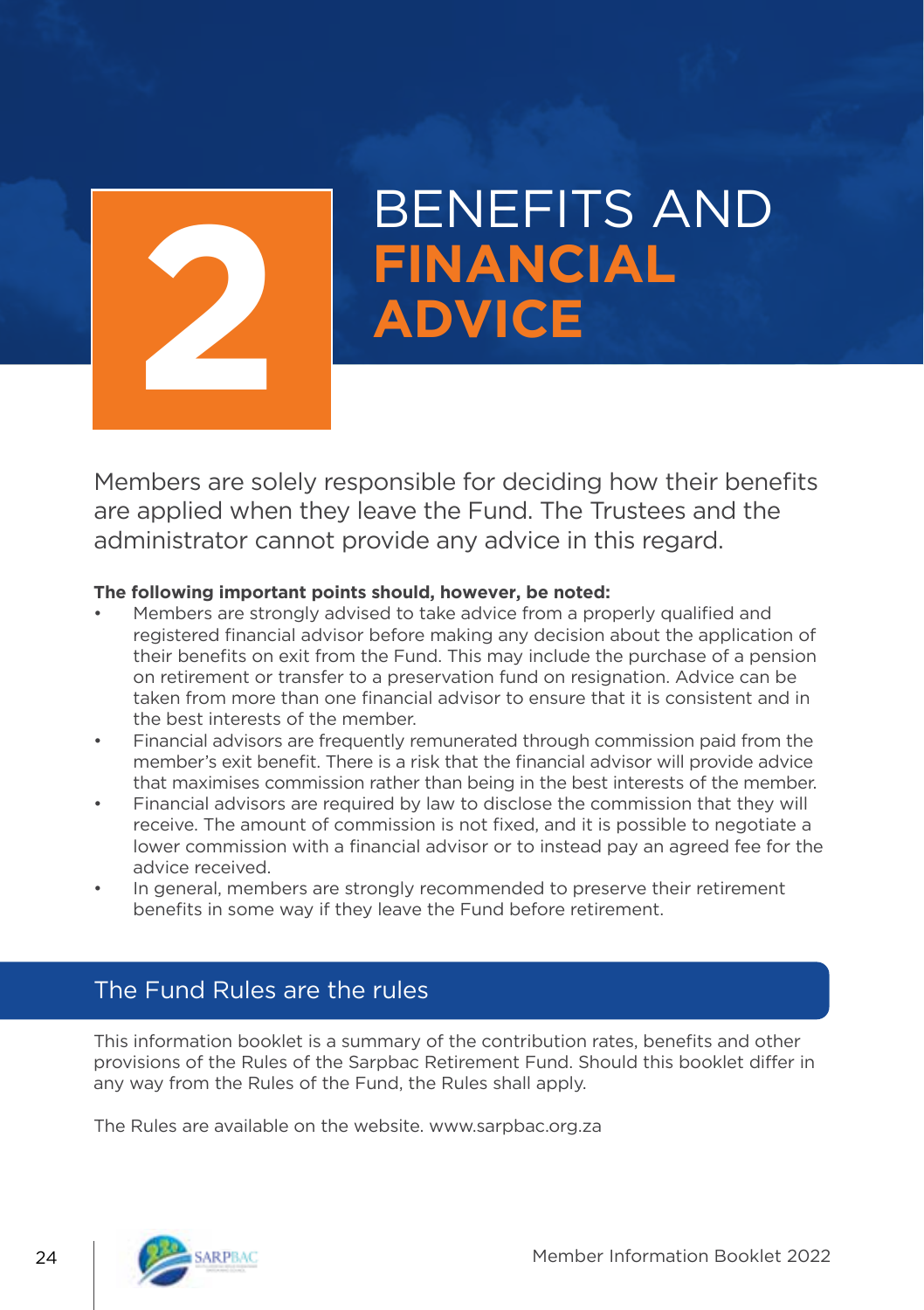# 2 BENEFITS AND FINANCIAL ADVICE

Members are solely responsible for deciding how their benefits are applied when they leave the Fund. The Trustees and the administrator cannot provide any advice in this regard.

**The following important points should, however, be noted:**

- Members are strongly advised to take advice from a properly qualified and registered financial advisor before making any decision about the application of their benefits on exit from the Fund. This may include the purchase of a pension on retirement or transfer to a preservation fund on resignation. Advice can be taken from more than one financial advisor to ensure that it is consistent and in the best interests of the member.
- Financial advisors are frequently remunerated through commission paid from the member's exit benefit. There is a risk that the financial advisor will provide advice that maximises commission rather than being in the best interests of the member.
- Financial advisors are required by law to disclose the commission that they will receive. The amount of commission is not fixed, and it is possible to negotiate a lower commission with a financial advisor or to instead pay an agreed fee for the advice received.
- In general, members are strongly recommended to preserve their retirement benefits in some way if they leave the Fund before retirement.

## The Fund Rules are the rules

This information booklet is a summary of the contribution rates, benefits and other provisions of the Rules of the Sarpbac Retirement Fund. Should this booklet differ in any way from the Rules of the Fund, the Rules shall apply.

The Rules are available on the website. www.sarpbac.org.za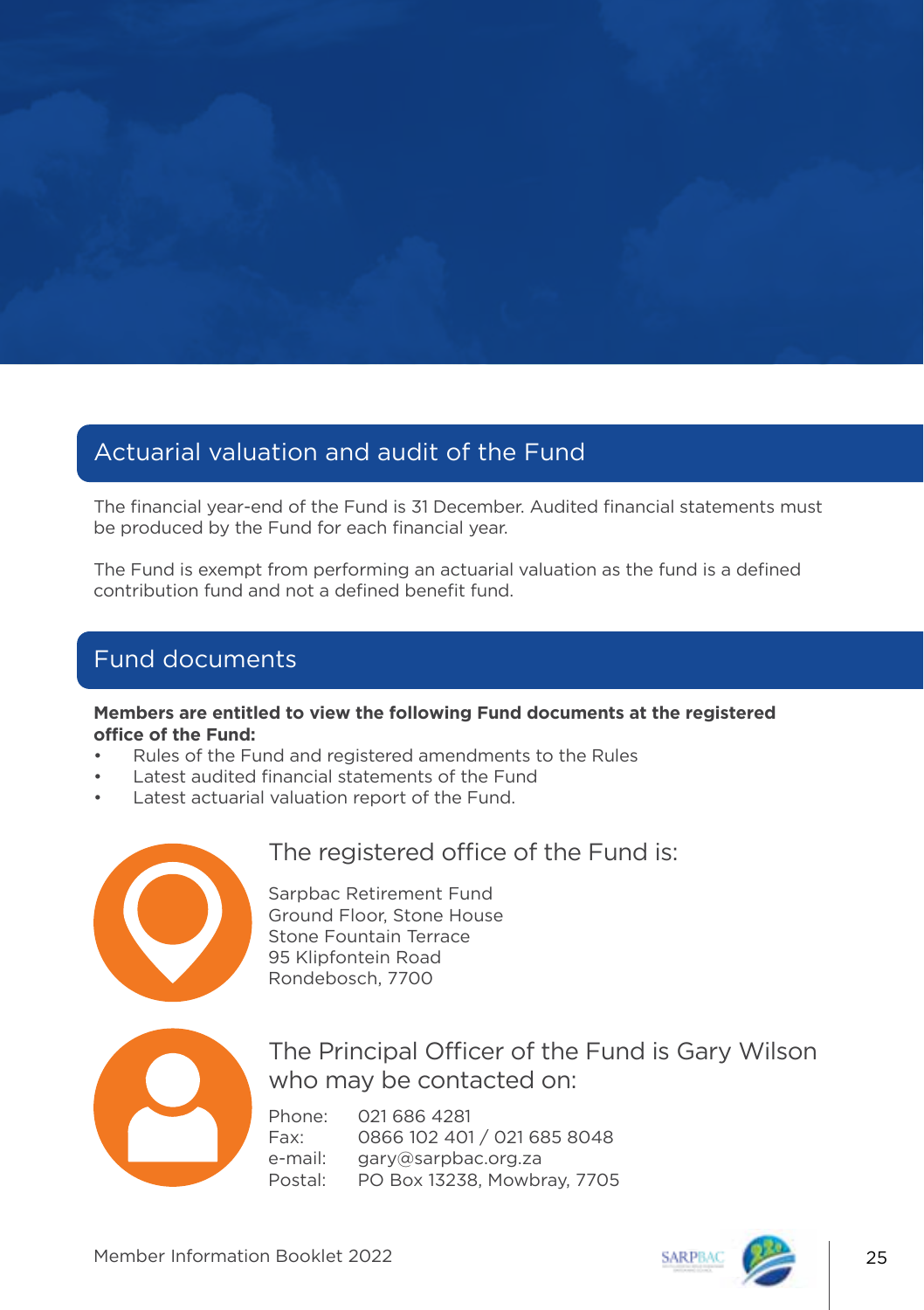## Actuarial valuation and audit of the Fund

The financial year-end of the Fund is 31 December. Audited financial statements must be produced by the Fund for each financial year.

The Fund is exempt from performing an actuarial valuation as the fund is a defined contribution fund and not a defined benefit fund.

## Fund documents

**Members are entitled to view the following Fund documents at the registered office of the Fund:**

- Rules of the Fund and registered amendments to the Rules
- Latest audited financial statements of the Fund
- Latest actuarial valuation report of the Fund.

### The registered office of the Fund is:

Sarpbac Retirement Fund
Ground Floor, Stone House
Stone Fountain Terrace
95 Klipfontein Road
Rondebosch, 7700

### The Principal Officer of the Fund is Gary Wilson who may be contacted on:

Phone: 021 686 4281
Fax: 0866 102 401 / 021 685 8048
e-mail: gary@sarpbac.org.za
Postal: PO Box 13238, Mowbray, 7705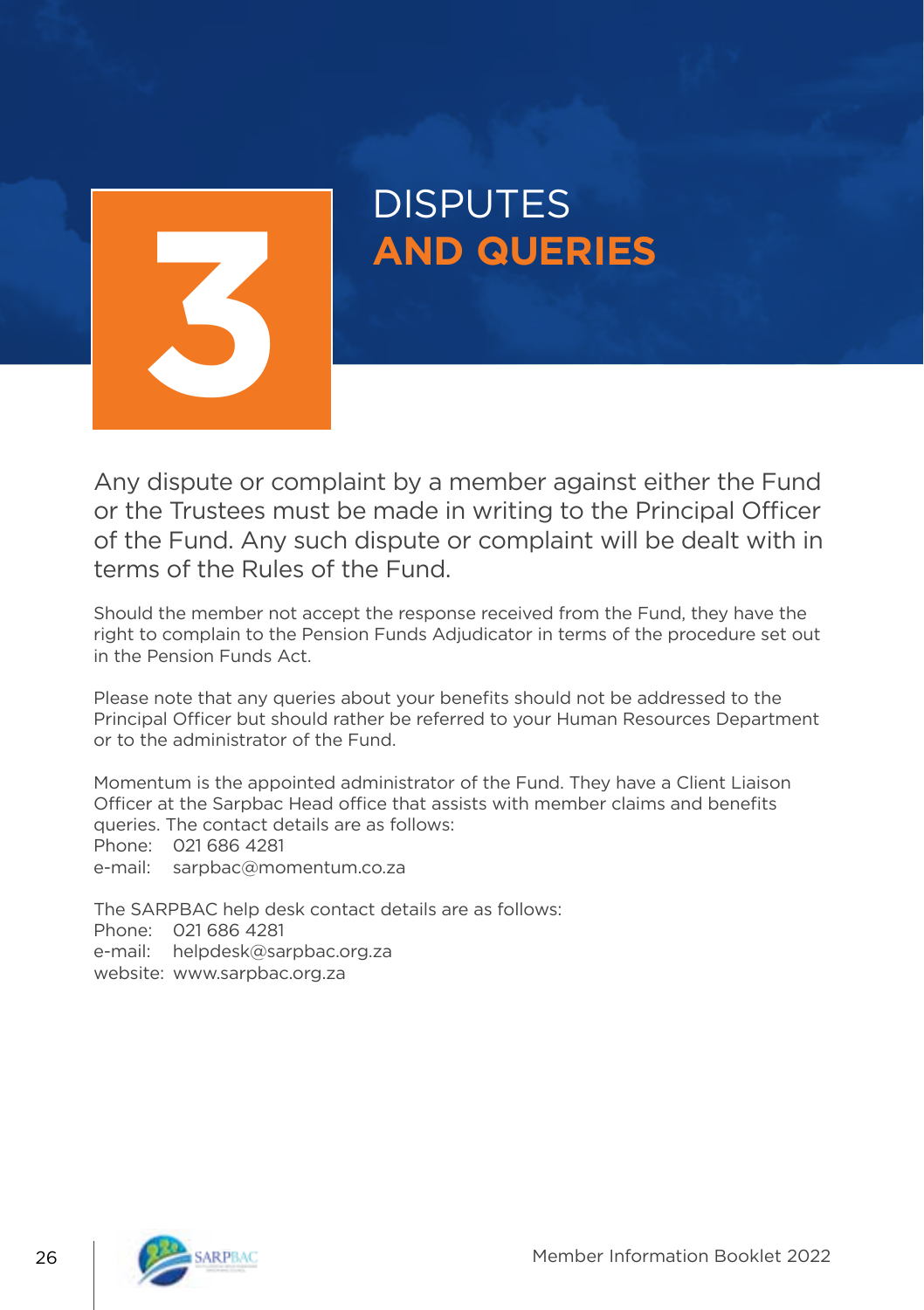# 3 DISPUTES AND QUERIES

Any dispute or complaint by a member against either the Fund or the Trustees must be made in writing to the Principal Officer of the Fund. Any such dispute or complaint will be dealt with in terms of the Rules of the Fund.

Should the member not accept the response received from the Fund, they have the right to complain to the Pension Funds Adjudicator in terms of the procedure set out in the Pension Funds Act.

Please note that any queries about your benefits should not be addressed to the Principal Officer but should rather be referred to your Human Resources Department or to the administrator of the Fund.

Momentum is the appointed administrator of the Fund. They have a Client Liaison Officer at the Sarpbac Head office that assists with member claims and benefits queries. The contact details are as follows:
Phone: 021 686 4281
e-mail: sarpbac@momentum.co.za

The SARPBAC help desk contact details are as follows:
Phone: 021 686 4281
e-mail: helpdesk@sarpbac.org.za
website: www.sarpbac.org.za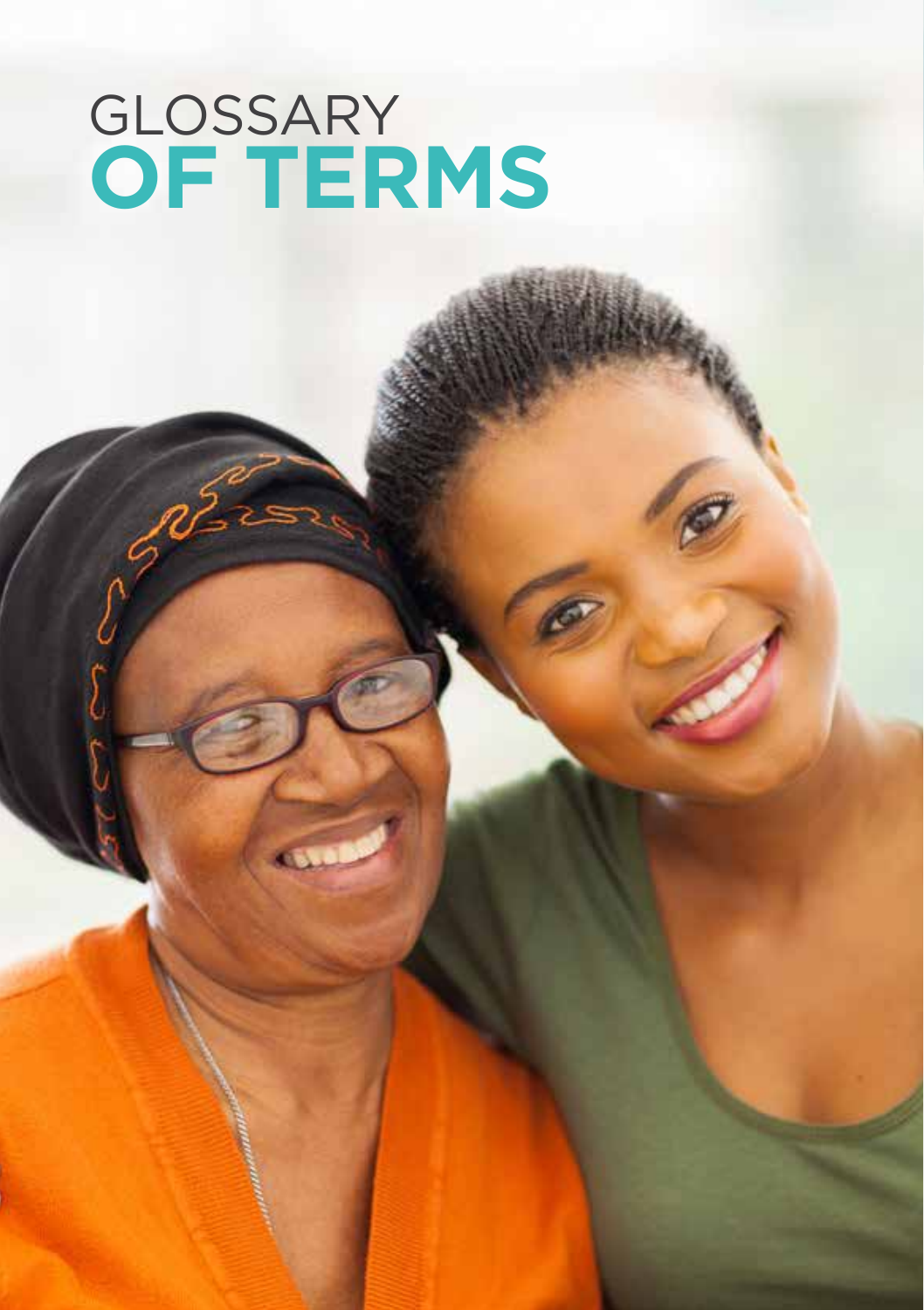# GLOSSARY **OF TERMS**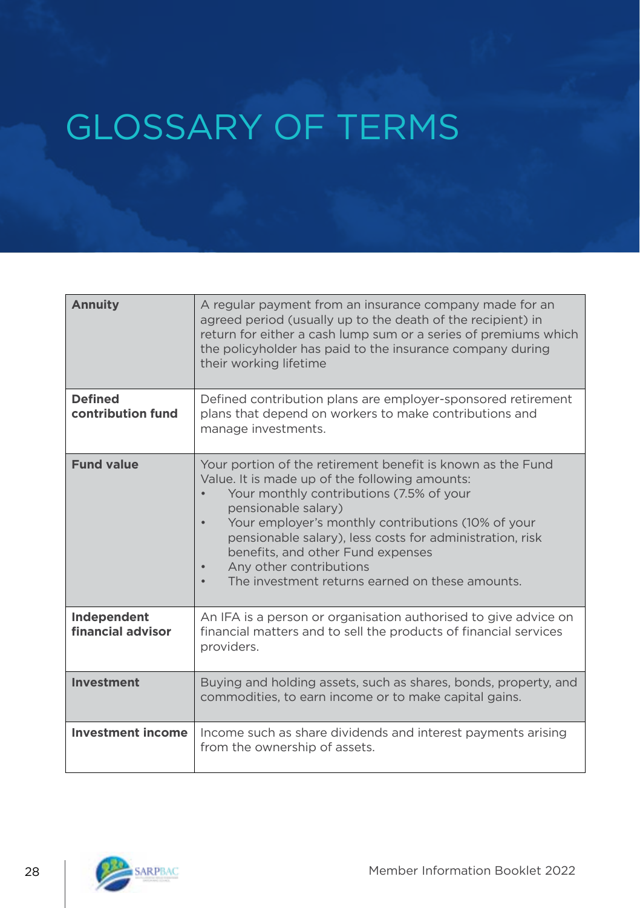# GLOSSARY OF TERMS

| | |
|---|---|
| **Annuity** | A regular payment from an insurance company made for an agreed period (usually up to the death of the recipient) in return for either a cash lump sum or a series of premiums which the policyholder has paid to the insurance company during their working lifetime |
| **Defined contribution fund** | Defined contribution plans are employer-sponsored retirement plans that depend on workers to make contributions and manage investments. |
| **Fund value** | Your portion of the retirement benefit is known as the Fund Value. It is made up of the following amounts:<br>• Your monthly contributions (7.5% of your pensionable salary)<br>• Your employer's monthly contributions (10% of your pensionable salary), less costs for administration, risk benefits, and other Fund expenses<br>• Any other contributions<br>• The investment returns earned on these amounts. |
| **Independent financial advisor** | An IFA is a person or organisation authorised to give advice on financial matters and to sell the products of financial services providers. |
| **Investment** | Buying and holding assets, such as shares, bonds, property, and commodities, to earn income or to make capital gains. |
| **Investment income** | Income such as share dividends and interest payments arising from the ownership of assets. |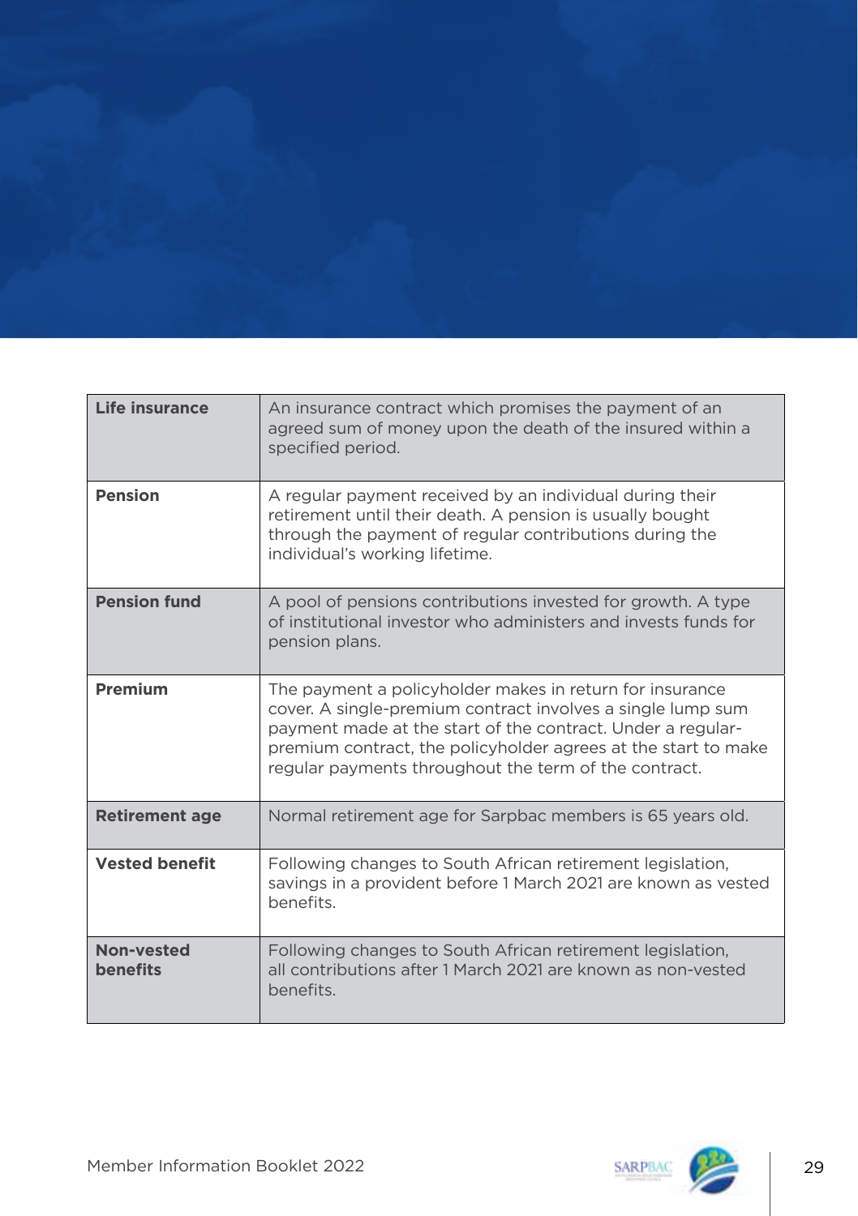| | |
|---|---|
| **Life insurance** | An insurance contract which promises the payment of an agreed sum of money upon the death of the insured within a specified period. |
| **Pension** | A regular payment received by an individual during their retirement until their death. A pension is usually bought through the payment of regular contributions during the individual's working lifetime. |
| **Pension fund** | A pool of pensions contributions invested for growth. A type of institutional investor who administers and invests funds for pension plans. |
| **Premium** | The payment a policyholder makes in return for insurance cover. A single-premium contract involves a single lump sum payment made at the start of the contract. Under a regular-premium contract, the policyholder agrees at the start to make regular payments throughout the term of the contract. |
| **Retirement age** | Normal retirement age for Sarpbac members is 65 years old. |
| **Vested benefit** | Following changes to South African retirement legislation, savings in a provident before 1 March 2021 are known as vested benefits. |
| **Non-vested benefits** | Following changes to South African retirement legislation, all contributions after 1 March 2021 are known as non-vested benefits. |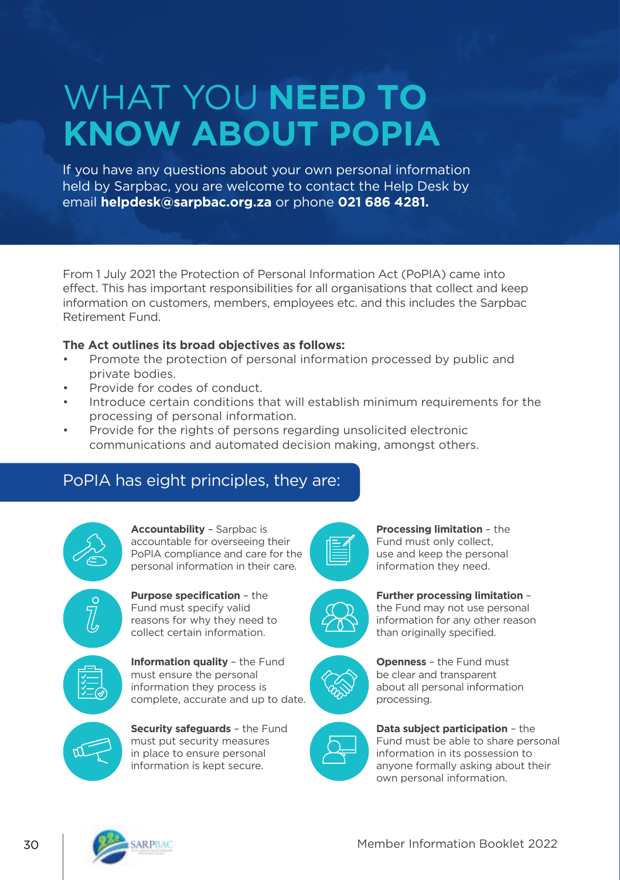# WHAT YOU NEED TO KNOW ABOUT POPIA

If you have any questions about your own personal information held by Sarpbac, you are welcome to contact the Help Desk by email **helpdesk@sarpbac.org.za** or phone **021 686 4281.**

From 1 July 2021 the Protection of Personal Information Act (PoPIA) came into effect. This has important responsibilities for all organisations that collect and keep information on customers, members, employees etc. and this includes the Sarpbac Retirement Fund.

**The Act outlines its broad objectives as follows:**

- Promote the protection of personal information processed by public and private bodies.
- Provide for codes of conduct.
- Introduce certain conditions that will establish minimum requirements for the processing of personal information.
- Provide for the rights of persons regarding unsolicited electronic communications and automated decision making, amongst others.

## PoPIA has eight principles, they are:

**Accountability** – Sarpbac is accountable for overseeing their PoPIA compliance and care for the personal information in their care.

**Purpose specification** – the Fund must specify valid reasons for why they need to collect certain information.

**Information quality** – the Fund must ensure the personal information they process is complete, accurate and up to date.

**Security safeguards** – the Fund must put security measures in place to ensure personal information is kept secure.

**Processing limitation** – the Fund must only collect, use and keep the personal information they need.

**Further processing limitation** – the Fund may not use personal information for any other reason than originally specified.

**Openness** – the Fund must be clear and transparent about all personal information processing.

**Data subject participation** – the Fund must be able to share personal information in its possession to anyone formally asking about their own personal information.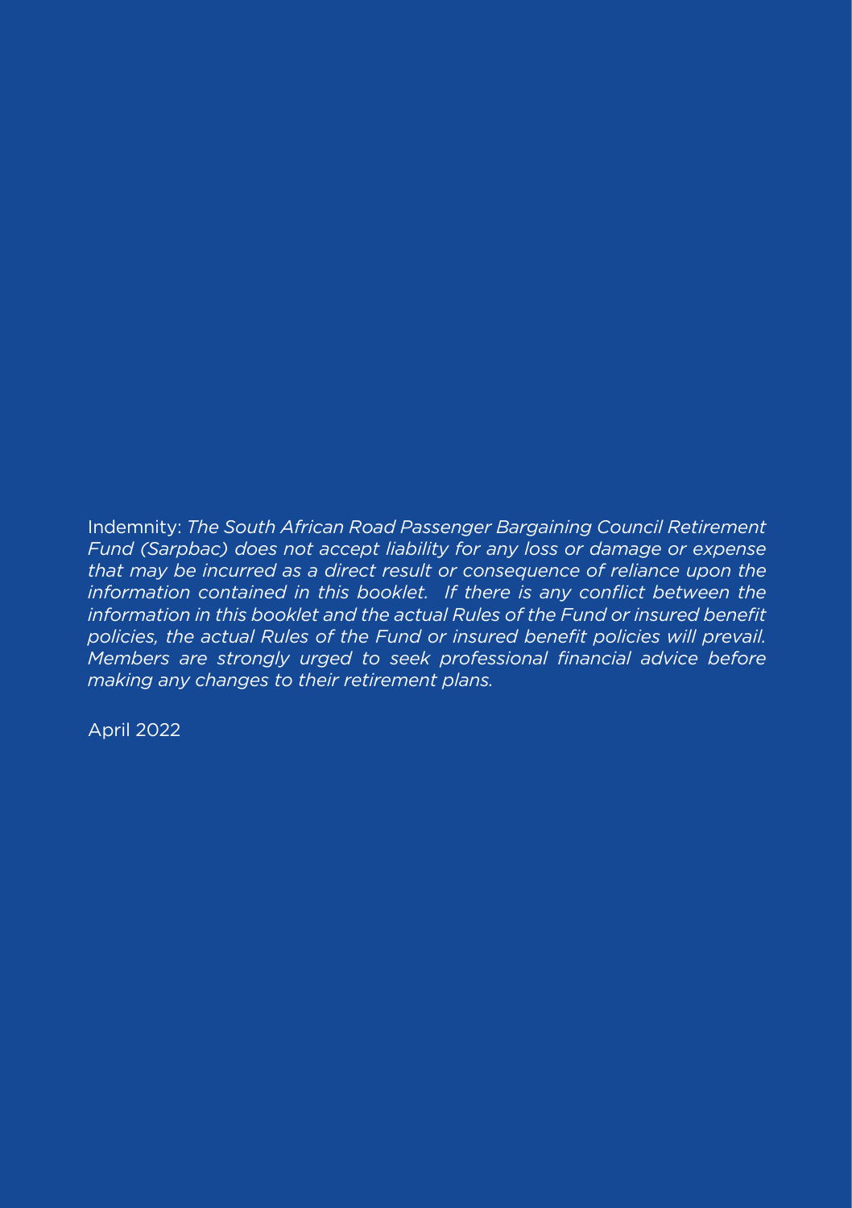Indemnity: *The South African Road Passenger Bargaining Council Retirement Fund (Sarpbac) does not accept liability for any loss or damage or expense that may be incurred as a direct result or consequence of reliance upon the information contained in this booklet. If there is any conflict between the information in this booklet and the actual Rules of the Fund or insured benefit policies, the actual Rules of the Fund or insured benefit policies will prevail. Members are strongly urged to seek professional financial advice before making any changes to their retirement plans.*

April 2022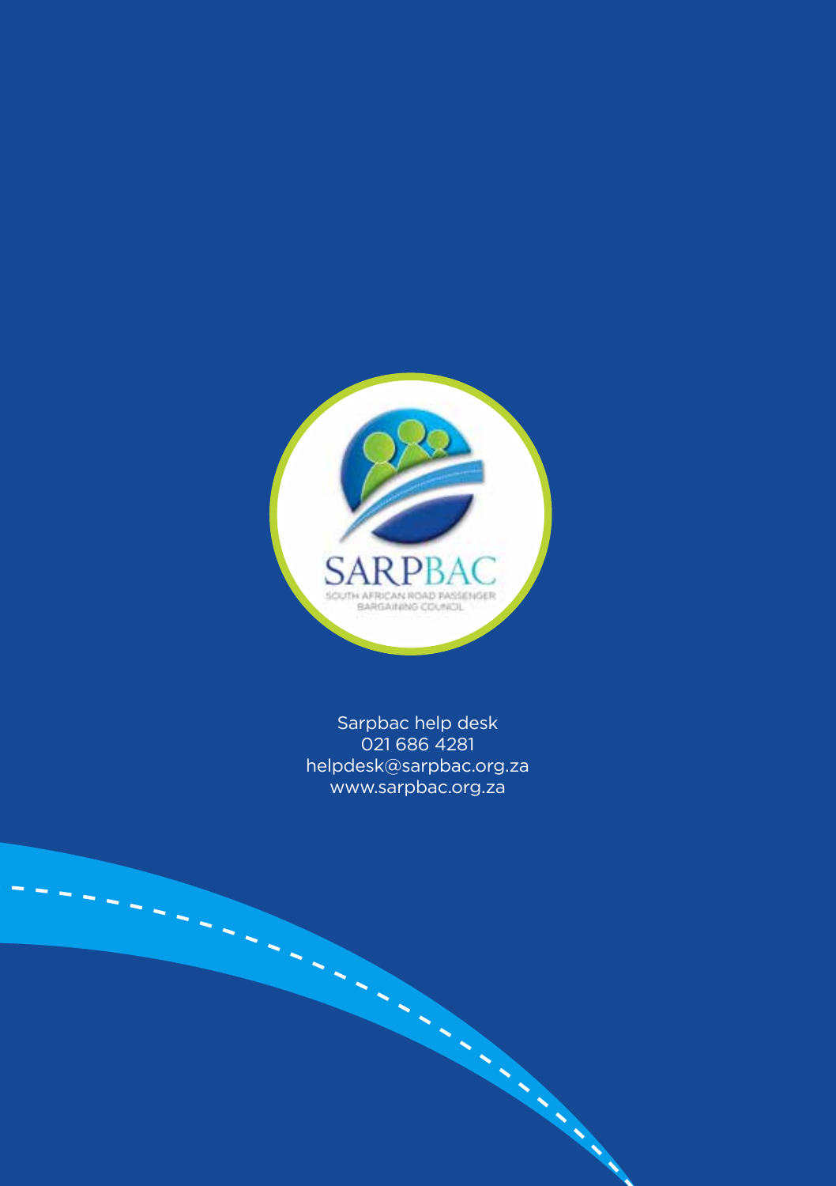SARPBAC

SOUTH AFRICAN ROAD PASSENGER BARGAINING COUNCIL

Sarpbac help desk
021 686 4281
helpdesk@sarpbac.org.za
www.sarpbac.org.za